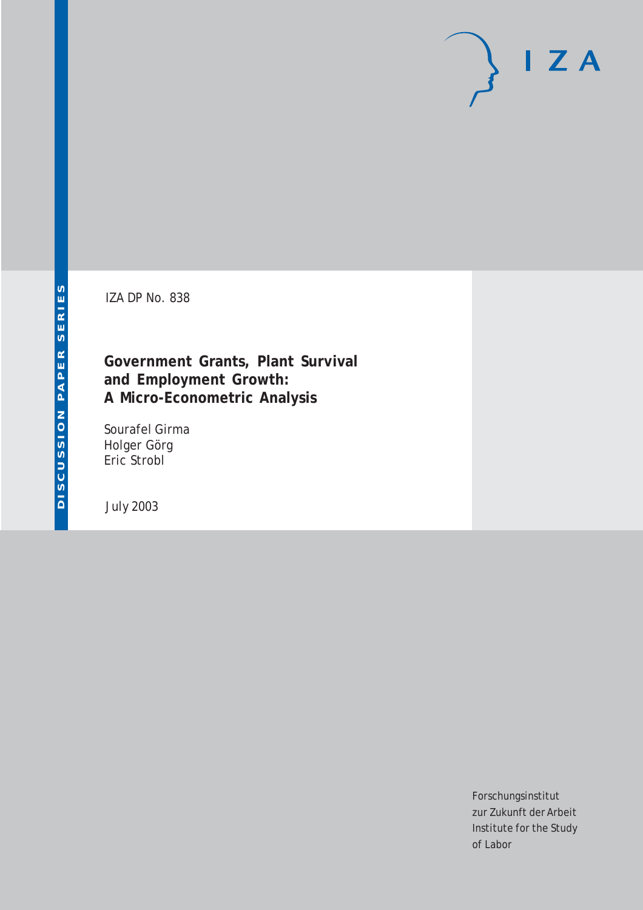IZA DP No. 838

# Government Grants, Plant Survival and Employment Growth: A Micro-Econometric Analysis

Sourafel Girma
Holger Görg
Eric Strobl

July 2003

Forschungsinstitut
zur Zukunft der Arbeit
Institute for the Study
of Labor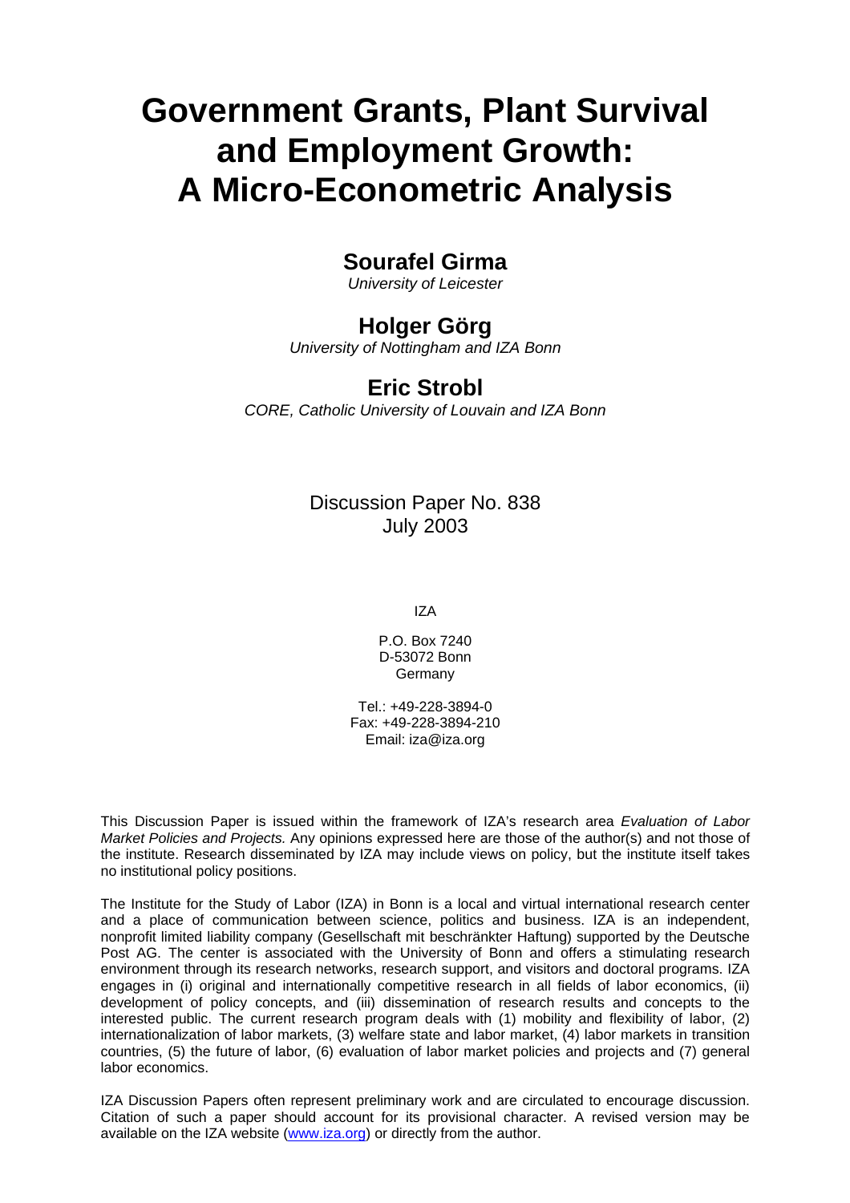# Government Grants, Plant Survival and Employment Growth: A Micro-Econometric Analysis

## Sourafel Girma

*University of Leicester*

## Holger Görg

*University of Nottingham and IZA Bonn*

## Eric Strobl

*CORE, Catholic University of Louvain and IZA Bonn*

Discussion Paper No. 838
July 2003

IZA

P.O. Box 7240
D-53072 Bonn
Germany

Tel.: +49-228-3894-0
Fax: +49-228-3894-210
Email: iza@iza.org

This Discussion Paper is issued within the framework of IZA's research area *Evaluation of Labor Market Policies and Projects.* Any opinions expressed here are those of the author(s) and not those of the institute. Research disseminated by IZA may include views on policy, but the institute itself takes no institutional policy positions.

The Institute for the Study of Labor (IZA) in Bonn is a local and virtual international research center and a place of communication between science, politics and business. IZA is an independent, nonprofit limited liability company (Gesellschaft mit beschränkter Haftung) supported by the Deutsche Post AG. The center is associated with the University of Bonn and offers a stimulating research environment through its research networks, research support, and visitors and doctoral programs. IZA engages in (i) original and internationally competitive research in all fields of labor economics, (ii) development of policy concepts, and (iii) dissemination of research results and concepts to the interested public. The current research program deals with (1) mobility and flexibility of labor, (2) internationalization of labor markets, (3) welfare state and labor market, (4) labor markets in transition countries, (5) the future of labor, (6) evaluation of labor market policies and projects and (7) general labor economics.

IZA Discussion Papers often represent preliminary work and are circulated to encourage discussion. Citation of such a paper should account for its provisional character. A revised version may be available on the IZA website (www.iza.org) or directly from the author.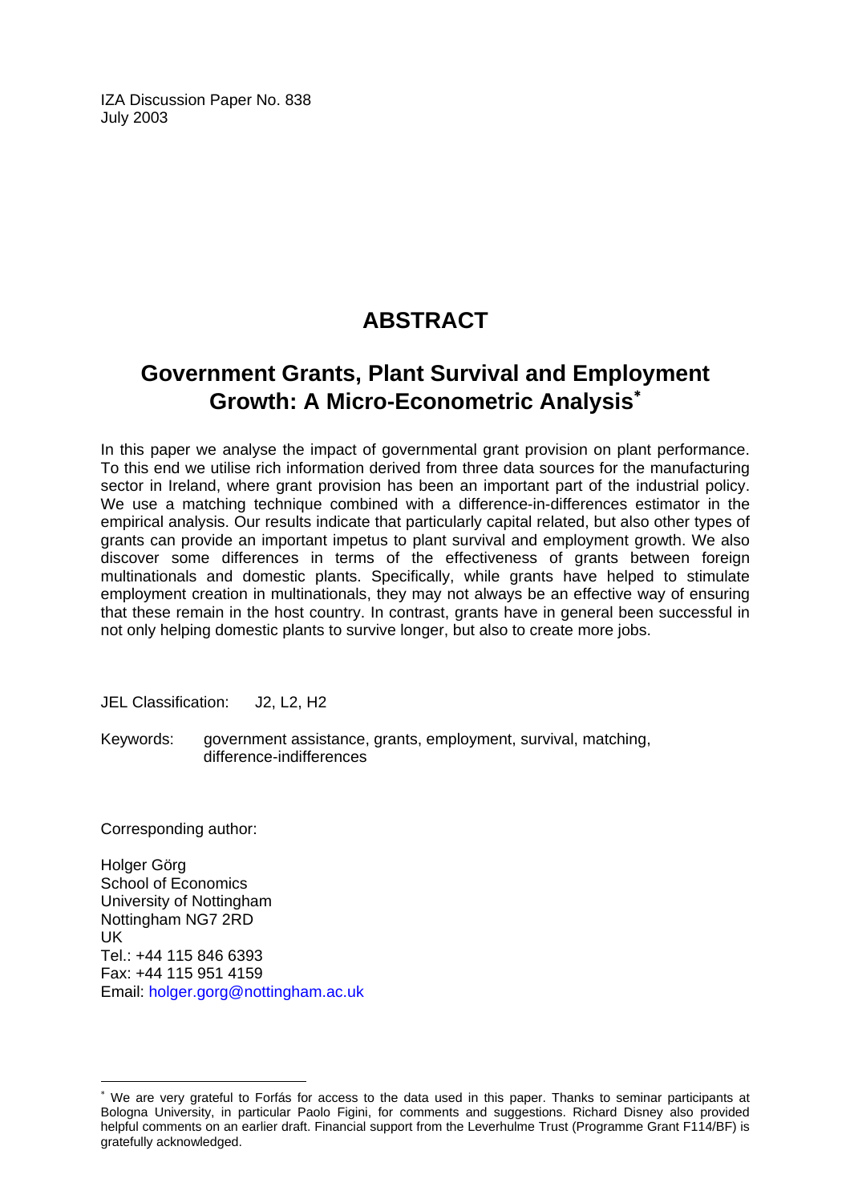IZA Discussion Paper No. 838
July 2003

# ABSTRACT

## Government Grants, Plant Survival and Employment Growth: A Micro-Econometric Analysis*

In this paper we analyse the impact of governmental grant provision on plant performance. To this end we utilise rich information derived from three data sources for the manufacturing sector in Ireland, where grant provision has been an important part of the industrial policy. We use a matching technique combined with a difference-in-differences estimator in the empirical analysis. Our results indicate that particularly capital related, but also other types of grants can provide an important impetus to plant survival and employment growth. We also discover some differences in terms of the effectiveness of grants between foreign multinationals and domestic plants. Specifically, while grants have helped to stimulate employment creation in multinationals, they may not always be an effective way of ensuring that these remain in the host country. In contrast, grants have in general been successful in not only helping domestic plants to survive longer, but also to create more jobs.

JEL Classification: J2, L2, H2

Keywords: government assistance, grants, employment, survival, matching, difference-indifferences

Corresponding author:

Holger Görg
School of Economics
University of Nottingham
Nottingham NG7 2RD
UK
Tel.: +44 115 846 6393
Fax: +44 115 951 4159
Email: holger.gorg@nottingham.ac.uk

---

* We are very grateful to Forfás for access to the data used in this paper. Thanks to seminar participants at Bologna University, in particular Paolo Figini, for comments and suggestions. Richard Disney also provided helpful comments on an earlier draft. Financial support from the Leverhulme Trust (Programme Grant F114/BF) is gratefully acknowledged.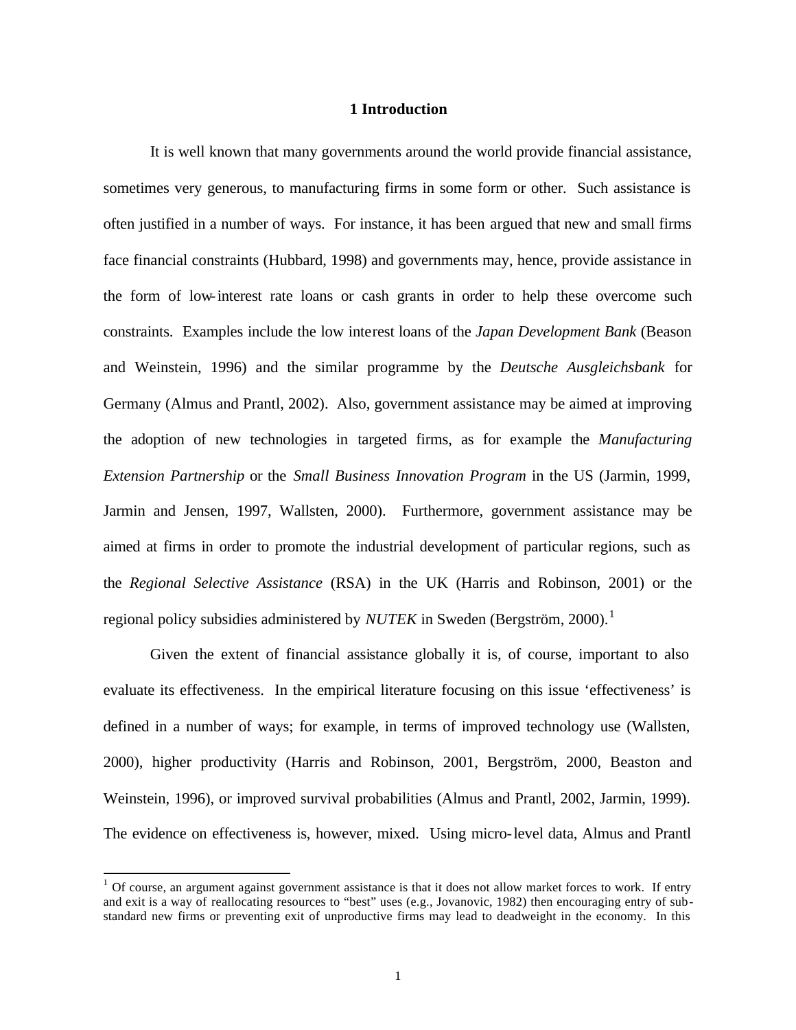## 1 Introduction

It is well known that many governments around the world provide financial assistance, sometimes very generous, to manufacturing firms in some form or other. Such assistance is often justified in a number of ways. For instance, it has been argued that new and small firms face financial constraints (Hubbard, 1998) and governments may, hence, provide assistance in the form of low-interest rate loans or cash grants in order to help these overcome such constraints. Examples include the low interest loans of the *Japan Development Bank* (Beason and Weinstein, 1996) and the similar programme by the *Deutsche Ausgleichsbank* for Germany (Almus and Prantl, 2002). Also, government assistance may be aimed at improving the adoption of new technologies in targeted firms, as for example the *Manufacturing Extension Partnership* or the *Small Business Innovation Program* in the US (Jarmin, 1999, Jarmin and Jensen, 1997, Wallsten, 2000). Furthermore, government assistance may be aimed at firms in order to promote the industrial development of particular regions, such as the *Regional Selective Assistance* (RSA) in the UK (Harris and Robinson, 2001) or the regional policy subsidies administered by *NUTEK* in Sweden (Bergström, 2000).[1]

Given the extent of financial assistance globally it is, of course, important to also evaluate its effectiveness. In the empirical literature focusing on this issue 'effectiveness' is defined in a number of ways; for example, in terms of improved technology use (Wallsten, 2000), higher productivity (Harris and Robinson, 2001, Bergström, 2000, Beaston and Weinstein, 1996), or improved survival probabilities (Almus and Prantl, 2002, Jarmin, 1999). The evidence on effectiveness is, however, mixed. Using micro-level data, Almus and Prantl

[1] Of course, an argument against government assistance is that it does not allow market forces to work. If entry and exit is a way of reallocating resources to "best" uses (e.g., Jovanovic, 1982) then encouraging entry of sub-standard new firms or preventing exit of unproductive firms may lead to deadweight in the economy. In this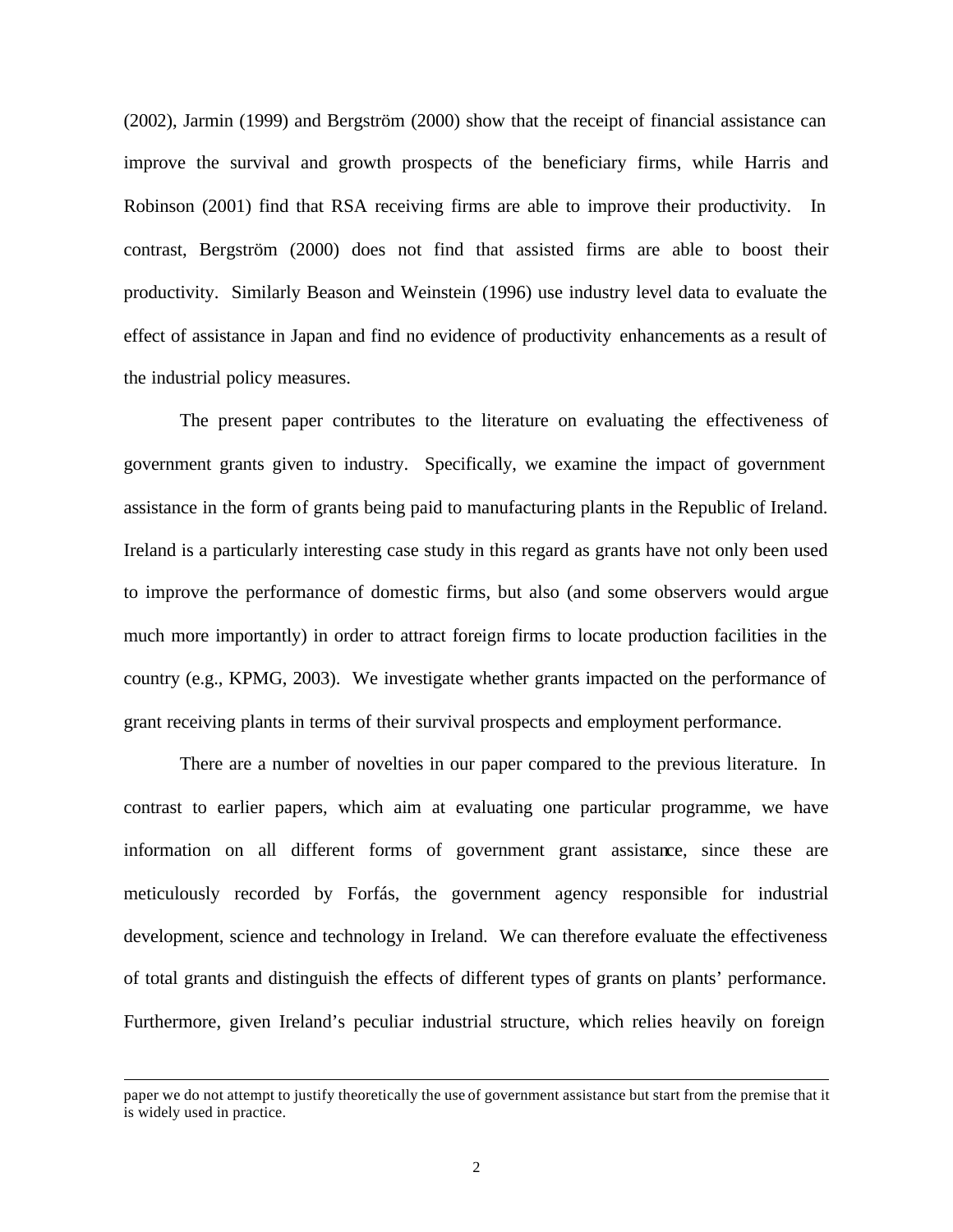(2002), Jarmin (1999) and Bergström (2000) show that the receipt of financial assistance can improve the survival and growth prospects of the beneficiary firms, while Harris and Robinson (2001) find that RSA receiving firms are able to improve their productivity. In contrast, Bergström (2000) does not find that assisted firms are able to boost their productivity. Similarly Beason and Weinstein (1996) use industry level data to evaluate the effect of assistance in Japan and find no evidence of productivity enhancements as a result of the industrial policy measures.

The present paper contributes to the literature on evaluating the effectiveness of government grants given to industry. Specifically, we examine the impact of government assistance in the form of grants being paid to manufacturing plants in the Republic of Ireland. Ireland is a particularly interesting case study in this regard as grants have not only been used to improve the performance of domestic firms, but also (and some observers would argue much more importantly) in order to attract foreign firms to locate production facilities in the country (e.g., KPMG, 2003). We investigate whether grants impacted on the performance of grant receiving plants in terms of their survival prospects and employment performance.

There are a number of novelties in our paper compared to the previous literature. In contrast to earlier papers, which aim at evaluating one particular programme, we have information on all different forms of government grant assistance, since these are meticulously recorded by Forfás, the government agency responsible for industrial development, science and technology in Ireland. We can therefore evaluate the effectiveness of total grants and distinguish the effects of different types of grants on plants' performance. Furthermore, given Ireland's peculiar industrial structure, which relies heavily on foreign

---

paper we do not attempt to justify theoretically the use of government assistance but start from the premise that it is widely used in practice.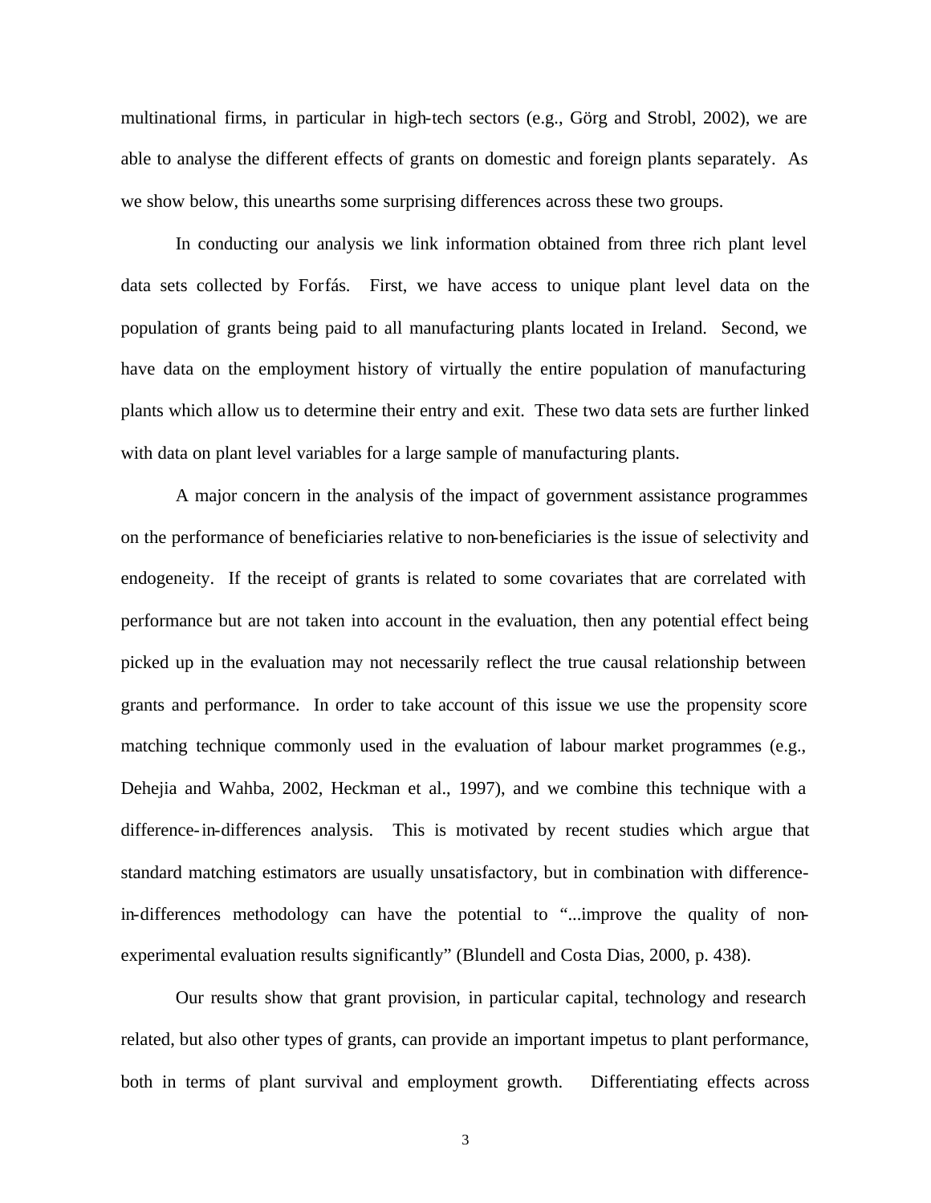multinational firms, in particular in high-tech sectors (e.g., Görg and Strobl, 2002), we are able to analyse the different effects of grants on domestic and foreign plants separately. As we show below, this unearths some surprising differences across these two groups.

In conducting our analysis we link information obtained from three rich plant level data sets collected by Forfás. First, we have access to unique plant level data on the population of grants being paid to all manufacturing plants located in Ireland. Second, we have data on the employment history of virtually the entire population of manufacturing plants which allow us to determine their entry and exit. These two data sets are further linked with data on plant level variables for a large sample of manufacturing plants.

A major concern in the analysis of the impact of government assistance programmes on the performance of beneficiaries relative to non-beneficiaries is the issue of selectivity and endogeneity. If the receipt of grants is related to some covariates that are correlated with performance but are not taken into account in the evaluation, then any potential effect being picked up in the evaluation may not necessarily reflect the true causal relationship between grants and performance. In order to take account of this issue we use the propensity score matching technique commonly used in the evaluation of labour market programmes (e.g., Dehejia and Wahba, 2002, Heckman et al., 1997), and we combine this technique with a difference-in-differences analysis. This is motivated by recent studies which argue that standard matching estimators are usually unsatisfactory, but in combination with difference-in-differences methodology can have the potential to "...improve the quality of non-experimental evaluation results significantly" (Blundell and Costa Dias, 2000, p. 438).

Our results show that grant provision, in particular capital, technology and research related, but also other types of grants, can provide an important impetus to plant performance, both in terms of plant survival and employment growth. Differentiating effects across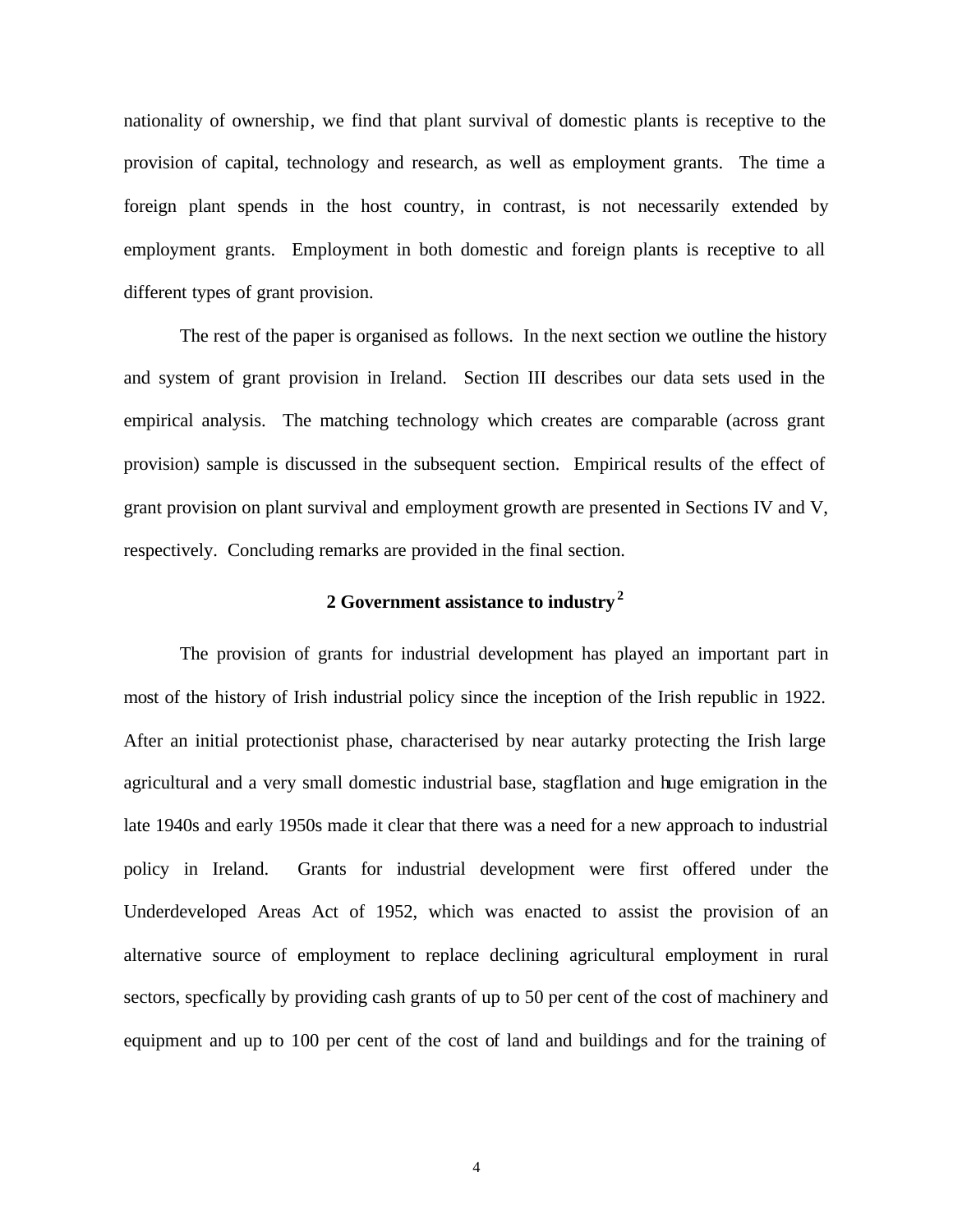nationality of ownership, we find that plant survival of domestic plants is receptive to the provision of capital, technology and research, as well as employment grants. The time a foreign plant spends in the host country, in contrast, is not necessarily extended by employment grants. Employment in both domestic and foreign plants is receptive to all different types of grant provision.

The rest of the paper is organised as follows. In the next section we outline the history and system of grant provision in Ireland. Section III describes our data sets used in the empirical analysis. The matching technology which creates are comparable (across grant provision) sample is discussed in the subsequent section. Empirical results of the effect of grant provision on plant survival and employment growth are presented in Sections IV and V, respectively. Concluding remarks are provided in the final section.

## 2 Government assistance to industry [2]

The provision of grants for industrial development has played an important part in most of the history of Irish industrial policy since the inception of the Irish republic in 1922. After an initial protectionist phase, characterised by near autarky protecting the Irish large agricultural and a very small domestic industrial base, stagflation and huge emigration in the late 1940s and early 1950s made it clear that there was a need for a new approach to industrial policy in Ireland. Grants for industrial development were first offered under the Underdeveloped Areas Act of 1952, which was enacted to assist the provision of an alternative source of employment to replace declining agricultural employment in rural sectors, specfically by providing cash grants of up to 50 per cent of the cost of machinery and equipment and up to 100 per cent of the cost of land and buildings and for the training of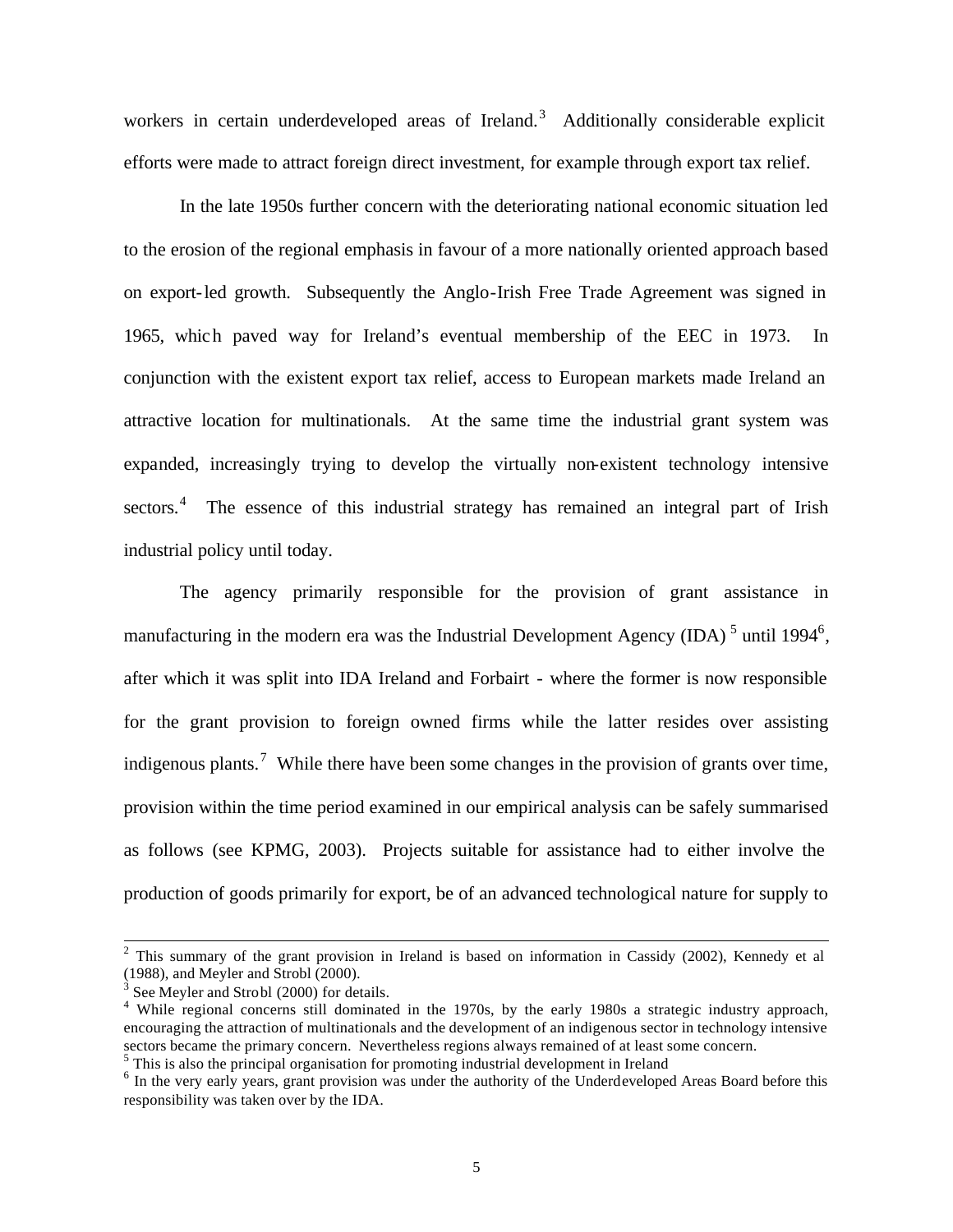workers in certain underdeveloped areas of Ireland.[3] Additionally considerable explicit efforts were made to attract foreign direct investment, for example through export tax relief.

In the late 1950s further concern with the deteriorating national economic situation led to the erosion of the regional emphasis in favour of a more nationally oriented approach based on export-led growth. Subsequently the Anglo-Irish Free Trade Agreement was signed in 1965, which paved way for Ireland's eventual membership of the EEC in 1973. In conjunction with the existent export tax relief, access to European markets made Ireland an attractive location for multinationals. At the same time the industrial grant system was expanded, increasingly trying to develop the virtually non-existent technology intensive sectors.[4] The essence of this industrial strategy has remained an integral part of Irish industrial policy until today.

The agency primarily responsible for the provision of grant assistance in manufacturing in the modern era was the Industrial Development Agency (IDA)[5] until 1994[6], after which it was split into IDA Ireland and Forbairt - where the former is now responsible for the grant provision to foreign owned firms while the latter resides over assisting indigenous plants.[7] While there have been some changes in the provision of grants over time, provision within the time period examined in our empirical analysis can be safely summarised as follows (see KPMG, 2003). Projects suitable for assistance had to either involve the production of goods primarily for export, be of an advanced technological nature for supply to

---

[2] This summary of the grant provision in Ireland is based on information in Cassidy (2002), Kennedy et al (1988), and Meyler and Strobl (2000).

[3] See Meyler and Strobl (2000) for details.

[4] While regional concerns still dominated in the 1970s, by the early 1980s a strategic industry approach, encouraging the attraction of multinationals and the development of an indigenous sector in technology intensive sectors became the primary concern. Nevertheless regions always remained of at least some concern.

[5] This is also the principal organisation for promoting industrial development in Ireland

[6] In the very early years, grant provision was under the authority of the Underdeveloped Areas Board before this responsibility was taken over by the IDA.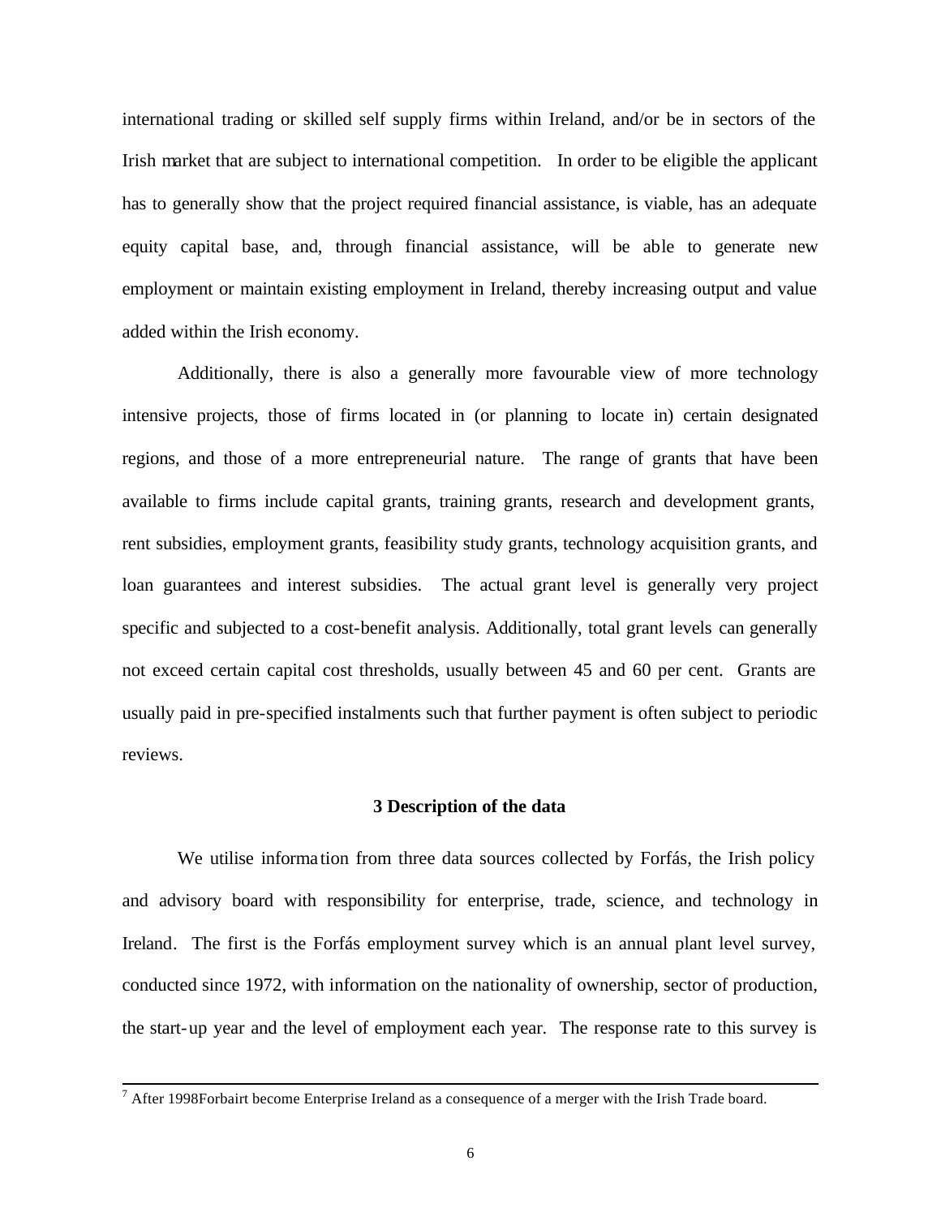international trading or skilled self supply firms within Ireland, and/or be in sectors of the Irish market that are subject to international competition. In order to be eligible the applicant has to generally show that the project required financial assistance, is viable, has an adequate equity capital base, and, through financial assistance, will be able to generate new employment or maintain existing employment in Ireland, thereby increasing output and value added within the Irish economy.

Additionally, there is also a generally more favourable view of more technology intensive projects, those of firms located in (or planning to locate in) certain designated regions, and those of a more entrepreneurial nature. The range of grants that have been available to firms include capital grants, training grants, research and development grants, rent subsidies, employment grants, feasibility study grants, technology acquisition grants, and loan guarantees and interest subsidies. The actual grant level is generally very project specific and subjected to a cost-benefit analysis. Additionally, total grant levels can generally not exceed certain capital cost thresholds, usually between 45 and 60 per cent. Grants are usually paid in pre-specified instalments such that further payment is often subject to periodic reviews.

### 3 Description of the data

We utilise information from three data sources collected by Forfás, the Irish policy and advisory board with responsibility for enterprise, trade, science, and technology in Ireland. The first is the Forfás employment survey which is an annual plant level survey, conducted since 1972, with information on the nationality of ownership, sector of production, the start-up year and the level of employment each year. The response rate to this survey is

---

[7] After 1998Forbairt become Enterprise Ireland as a consequence of a merger with the Irish Trade board.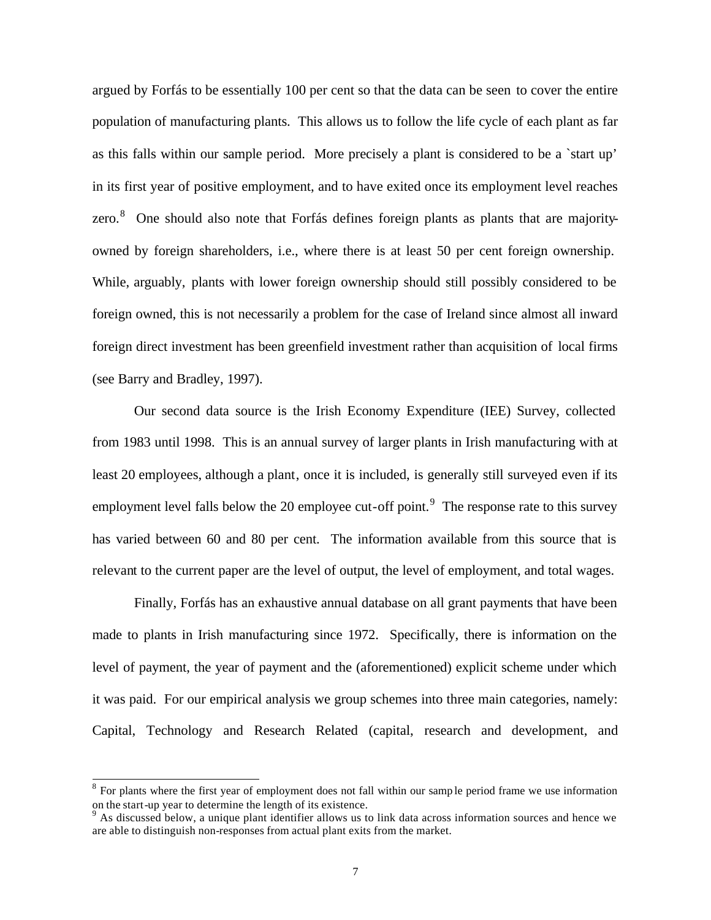argued by Forfás to be essentially 100 per cent so that the data can be seen to cover the entire population of manufacturing plants. This allows us to follow the life cycle of each plant as far as this falls within our sample period. More precisely a plant is considered to be a `start up' in its first year of positive employment, and to have exited once its employment level reaches zero.[8] One should also note that Forfás defines foreign plants as plants that are majority-owned by foreign shareholders, i.e., where there is at least 50 per cent foreign ownership. While, arguably, plants with lower foreign ownership should still possibly considered to be foreign owned, this is not necessarily a problem for the case of Ireland since almost all inward foreign direct investment has been greenfield investment rather than acquisition of local firms (see Barry and Bradley, 1997).

Our second data source is the Irish Economy Expenditure (IEE) Survey, collected from 1983 until 1998. This is an annual survey of larger plants in Irish manufacturing with at least 20 employees, although a plant, once it is included, is generally still surveyed even if its employment level falls below the 20 employee cut-off point.[9] The response rate to this survey has varied between 60 and 80 per cent. The information available from this source that is relevant to the current paper are the level of output, the level of employment, and total wages.

Finally, Forfás has an exhaustive annual database on all grant payments that have been made to plants in Irish manufacturing since 1972. Specifically, there is information on the level of payment, the year of payment and the (aforementioned) explicit scheme under which it was paid. For our empirical analysis we group schemes into three main categories, namely: Capital, Technology and Research Related (capital, research and development, and

[8] For plants where the first year of employment does not fall within our sample period frame we use information on the start-up year to determine the length of its existence.

[9] As discussed below, a unique plant identifier allows us to link data across information sources and hence we are able to distinguish non-responses from actual plant exits from the market.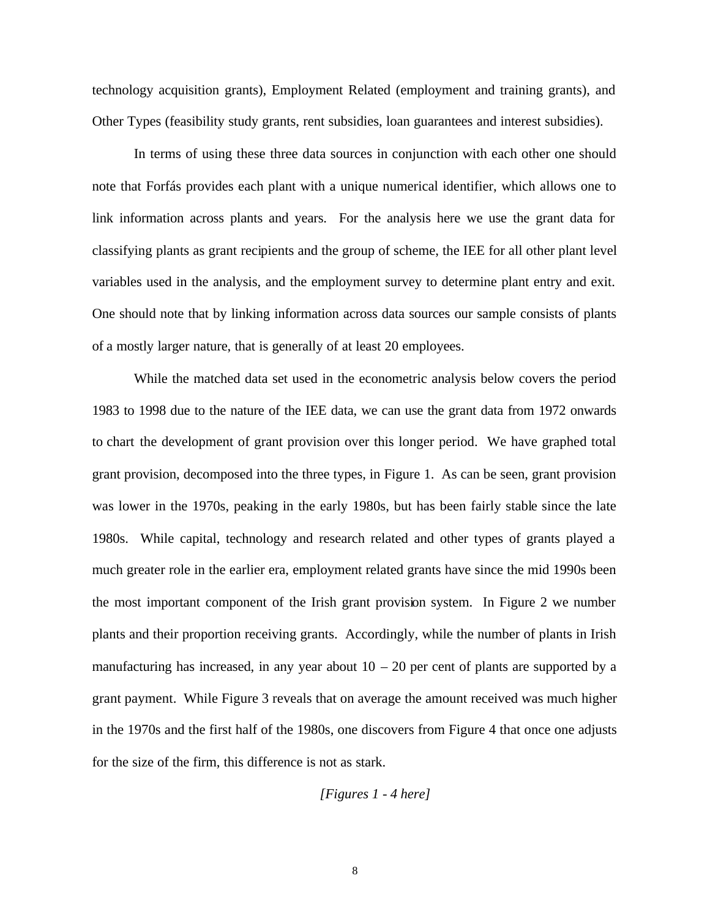technology acquisition grants), Employment Related (employment and training grants), and Other Types (feasibility study grants, rent subsidies, loan guarantees and interest subsidies).

In terms of using these three data sources in conjunction with each other one should note that Forfás provides each plant with a unique numerical identifier, which allows one to link information across plants and years. For the analysis here we use the grant data for classifying plants as grant recipients and the group of scheme, the IEE for all other plant level variables used in the analysis, and the employment survey to determine plant entry and exit. One should note that by linking information across data sources our sample consists of plants of a mostly larger nature, that is generally of at least 20 employees.

While the matched data set used in the econometric analysis below covers the period 1983 to 1998 due to the nature of the IEE data, we can use the grant data from 1972 onwards to chart the development of grant provision over this longer period. We have graphed total grant provision, decomposed into the three types, in Figure 1. As can be seen, grant provision was lower in the 1970s, peaking in the early 1980s, but has been fairly stable since the late 1980s. While capital, technology and research related and other types of grants played a much greater role in the earlier era, employment related grants have since the mid 1990s been the most important component of the Irish grant provision system. In Figure 2 we number plants and their proportion receiving grants. Accordingly, while the number of plants in Irish manufacturing has increased, in any year about 10 – 20 per cent of plants are supported by a grant payment. While Figure 3 reveals that on average the amount received was much higher in the 1970s and the first half of the 1980s, one discovers from Figure 4 that once one adjusts for the size of the firm, this difference is not as stark.

*[Figures 1 - 4 here]*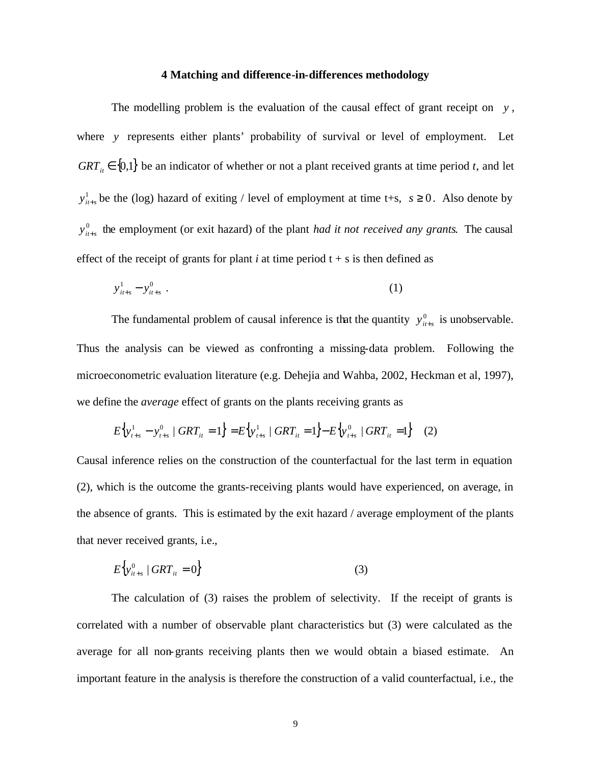## 4 Matching and difference-in-differences methodology

The modelling problem is the evaluation of the causal effect of grant receipt on $y$, where $y$ represents either plants' probability of survival or level of employment. Let $GRT_{it} \in \{0,1\}$ be an indicator of whether or not a plant received grants at time period *t*, and let $y^1_{it+s}$ be the (log) hazard of exiting / level of employment at time t+s, $s \geq 0$. Also denote by $y^0_{it+s}$ the employment (or exit hazard) of the plant *had it not received any grants*. The causal effect of the receipt of grants for plant *i* at time period t + s is then defined as

$$y^1_{it+s} - y^0_{it+s} \ . \qquad (1)$$

The fundamental problem of causal inference is that the quantity $y^0_{it+s}$ is unobservable. Thus the analysis can be viewed as confronting a missing-data problem. Following the microeconometric evaluation literature (e.g. Dehejia and Wahba, 2002, Heckman et al, 1997), we define the *average* effect of grants on the plants receiving grants as

$$E\{y^1_{t+s} - y^0_{t+s} \mid GRT_{it} = 1\} = E\{y^1_{t+s} \mid GRT_{it} = 1\} - E\{y^0_{t+s} \mid GRT_{it} = 1\} \qquad (2)$$

Causal inference relies on the construction of the counterfactual for the last term in equation (2), which is the outcome the grants-receiving plants would have experienced, on average, in the absence of grants. This is estimated by the exit hazard / average employment of the plants that never received grants, i.e.,

$$E\{y^0_{it+s} \mid GRT_{it} = 0\} \qquad (3)$$

The calculation of (3) raises the problem of selectivity. If the receipt of grants is correlated with a number of observable plant characteristics but (3) were calculated as the average for all non-grants receiving plants then we would obtain a biased estimate. An important feature in the analysis is therefore the construction of a valid counterfactual, i.e., the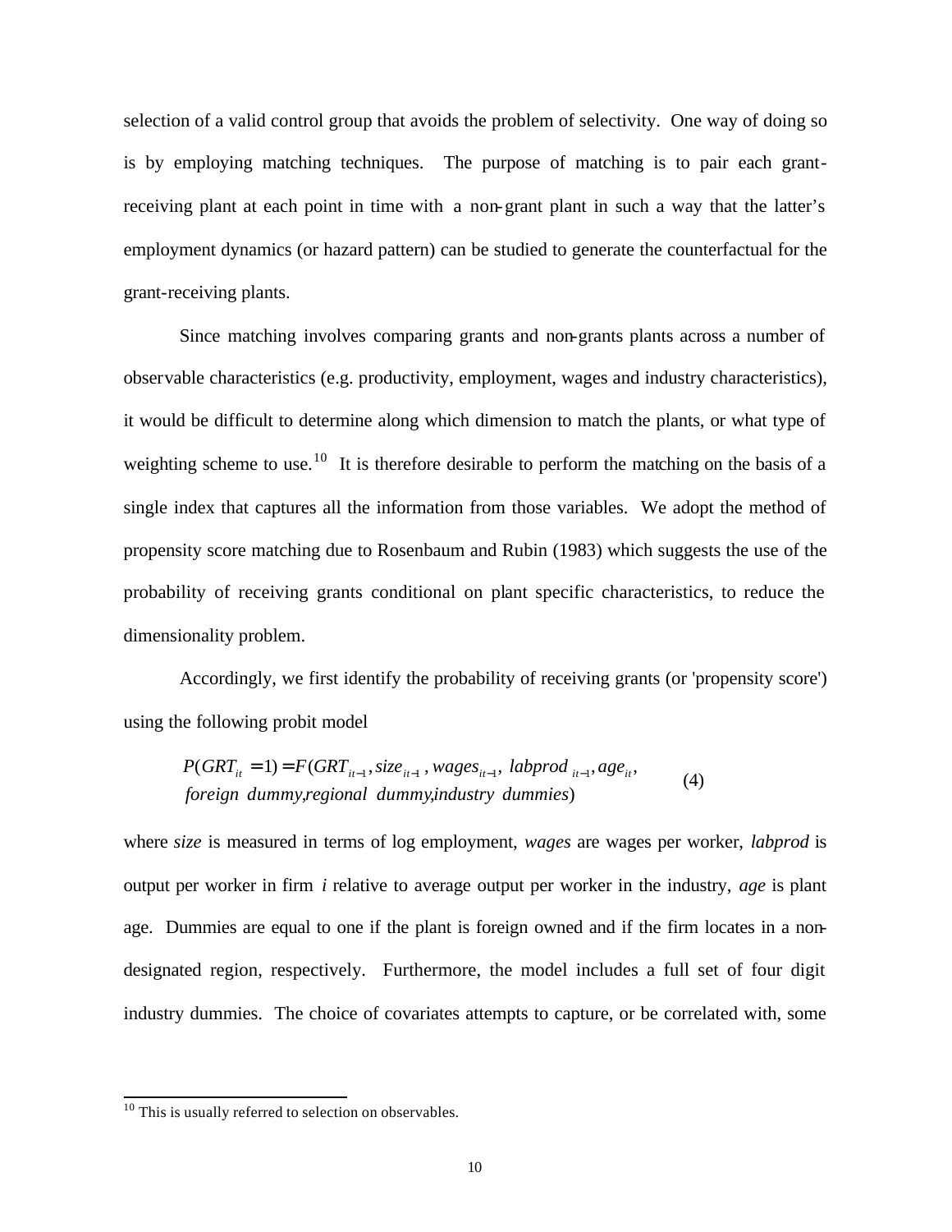selection of a valid control group that avoids the problem of selectivity. One way of doing so is by employing matching techniques. The purpose of matching is to pair each grant-receiving plant at each point in time with a non-grant plant in such a way that the latter's employment dynamics (or hazard pattern) can be studied to generate the counterfactual for the grant-receiving plants.

Since matching involves comparing grants and non-grants plants across a number of observable characteristics (e.g. productivity, employment, wages and industry characteristics), it would be difficult to determine along which dimension to match the plants, or what type of weighting scheme to use.[10] It is therefore desirable to perform the matching on the basis of a single index that captures all the information from those variables. We adopt the method of propensity score matching due to Rosenbaum and Rubin (1983) which suggests the use of the probability of receiving grants conditional on plant specific characteristics, to reduce the dimensionality problem.

Accordingly, we first identify the probability of receiving grants (or 'propensity score') using the following probit model

$$
\begin{aligned}
P(GRT_{it} = 1) = F(&GRT_{it-1}, size_{it-1}, wages_{it-1},\ labprod_{it-1}, age_{it}, \\
&foreign\ \ dummy, regional\ \ dummy, industry\ \ dummies)
\end{aligned}
\qquad (4)
$$

where *size* is measured in terms of log employment, *wages* are wages per worker, *labprod* is output per worker in firm *i* relative to average output per worker in the industry, *age* is plant age. Dummies are equal to one if the plant is foreign owned and if the firm locates in a non-designated region, respectively. Furthermore, the model includes a full set of four digit industry dummies. The choice of covariates attempts to capture, or be correlated with, some

[10] This is usually referred to selection on observables.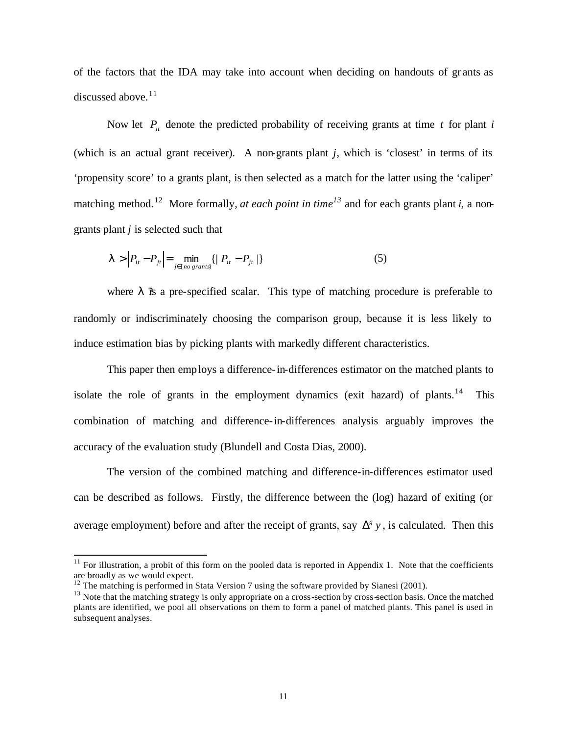of the factors that the IDA may take into account when deciding on handouts of grants as discussed above.[11]

Now let $P_{it}$ denote the predicted probability of receiving grants at time $t$ for plant $i$ (which is an actual grant receiver). A non-grants plant $j$, which is 'closest' in terms of its 'propensity score' to a grants plant, is then selected as a match for the latter using the 'caliper' matching method.[12] More formally, *at each point in time*[13] and for each grants plant *i*, a non-grants plant *j* is selected such that

$$\lambda > \left| P_{it} - P_{jt} \right| = \min_{j \in \{no\ grants\}} \{ | P_{it} - P_{jt} | \} \tag{5}$$

where $\lambda$ is a pre-specified scalar. This type of matching procedure is preferable to randomly or indiscriminately choosing the comparison group, because it is less likely to induce estimation bias by picking plants with markedly different characteristics.

This paper then employs a difference-in-differences estimator on the matched plants to isolate the role of grants in the employment dynamics (exit hazard) of plants.[14] This combination of matching and difference-in-differences analysis arguably improves the accuracy of the evaluation study (Blundell and Costa Dias, 2000).

The version of the combined matching and difference-in-differences estimator used can be described as follows. Firstly, the difference between the (log) hazard of exiting (or average employment) before and after the receipt of grants, say $\Delta^g y$, is calculated. Then this

---

[11] For illustration, a probit of this form on the pooled data is reported in Appendix 1. Note that the coefficients are broadly as we would expect.

[12] The matching is performed in Stata Version 7 using the software provided by Sianesi (2001).

[13] Note that the matching strategy is only appropriate on a cross-section by cross-section basis. Once the matched plants are identified, we pool all observations on them to form a panel of matched plants. This panel is used in subsequent analyses.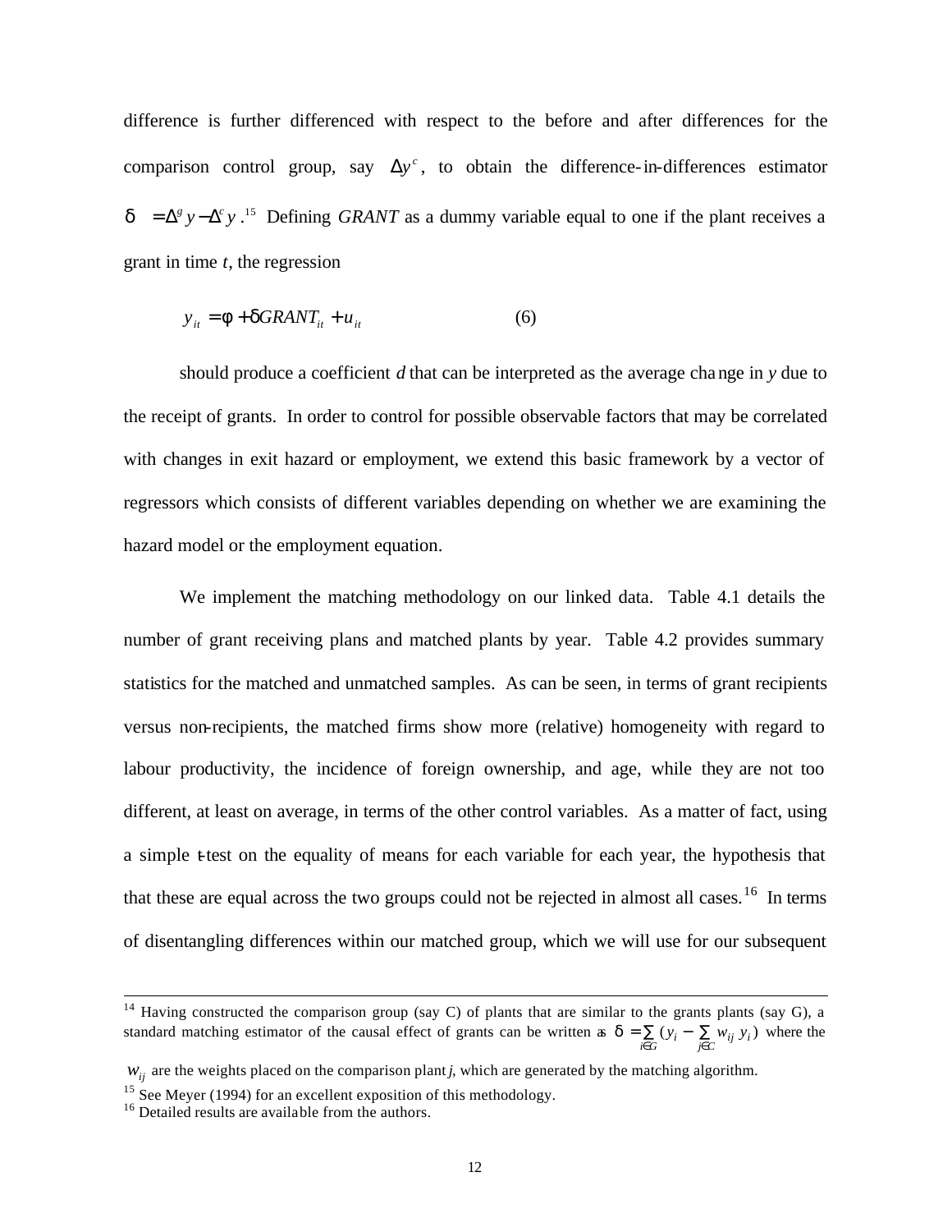difference is further differenced with respect to the before and after differences for the comparison control group, say $\Delta y^c$, to obtain the difference-in-differences estimator $\delta = \Delta^g y - \Delta^c y$.[15] Defining *GRANT* as a dummy variable equal to one if the plant receives a grant in time *t*, the regression

$$y_{it} = \phi + \delta GRANT_{it} + u_{it} \qquad (6)$$

should produce a coefficient *d* that can be interpreted as the average change in *y* due to the receipt of grants. In order to control for possible observable factors that may be correlated with changes in exit hazard or employment, we extend this basic framework by a vector of regressors which consists of different variables depending on whether we are examining the hazard model or the employment equation.

We implement the matching methodology on our linked data. Table 4.1 details the number of grant receiving plans and matched plants by year. Table 4.2 provides summary statistics for the matched and unmatched samples. As can be seen, in terms of grant recipients versus non-recipients, the matched firms show more (relative) homogeneity with regard to labour productivity, the incidence of foreign ownership, and age, while they are not too different, at least on average, in terms of the other control variables. As a matter of fact, using a simple t-test on the equality of means for each variable for each year, the hypothesis that that these are equal across the two groups could not be rejected in almost all cases.[16] In terms of disentangling differences within our matched group, which we will use for our subsequent

---

[14] Having constructed the comparison group (say C) of plants that are similar to the grants plants (say G), a standard matching estimator of the causal effect of grants can be written as $\delta = \sum_{i \in G} (y_i - \sum_{j \in C} w_{ij} \, y_i)$ where the $w_{ij}$ are the weights placed on the comparison plant *j*, which are generated by the matching algorithm.

[15] See Meyer (1994) for an excellent exposition of this methodology.

[16] Detailed results are available from the authors.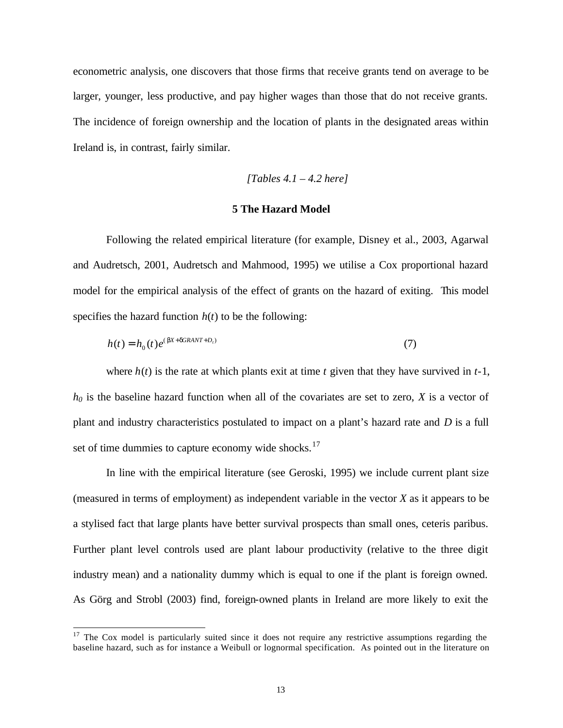econometric analysis, one discovers that those firms that receive grants tend on average to be larger, younger, less productive, and pay higher wages than those that do not receive grants. The incidence of foreign ownership and the location of plants in the designated areas within Ireland is, in contrast, fairly similar.

*[Tables 4.1 – 4.2 here]*

## 5 The Hazard Model

Following the related empirical literature (for example, Disney et al., 2003, Agarwal and Audretsch, 2001, Audretsch and Mahmood, 1995) we utilise a Cox proportional hazard model for the empirical analysis of the effect of grants on the hazard of exiting. This model specifies the hazard function $h(t)$ to be the following:

$$h(t) = h_0(t)e^{(\beta X + \delta GRANT + D_t)} \qquad (7)$$

where $h(t)$ is the rate at which plants exit at time $t$ given that they have survived in $t$-1, $h_0$ is the baseline hazard function when all of the covariates are set to zero, $X$ is a vector of plant and industry characteristics postulated to impact on a plant's hazard rate and $D$ is a full set of time dummies to capture economy wide shocks.[17]

In line with the empirical literature (see Geroski, 1995) we include current plant size (measured in terms of employment) as independent variable in the vector $X$ as it appears to be a stylised fact that large plants have better survival prospects than small ones, ceteris paribus. Further plant level controls used are plant labour productivity (relative to the three digit industry mean) and a nationality dummy which is equal to one if the plant is foreign owned. As Görg and Strobl (2003) find, foreign-owned plants in Ireland are more likely to exit the

[17] The Cox model is particularly suited since it does not require any restrictive assumptions regarding the baseline hazard, such as for instance a Weibull or lognormal specification. As pointed out in the literature on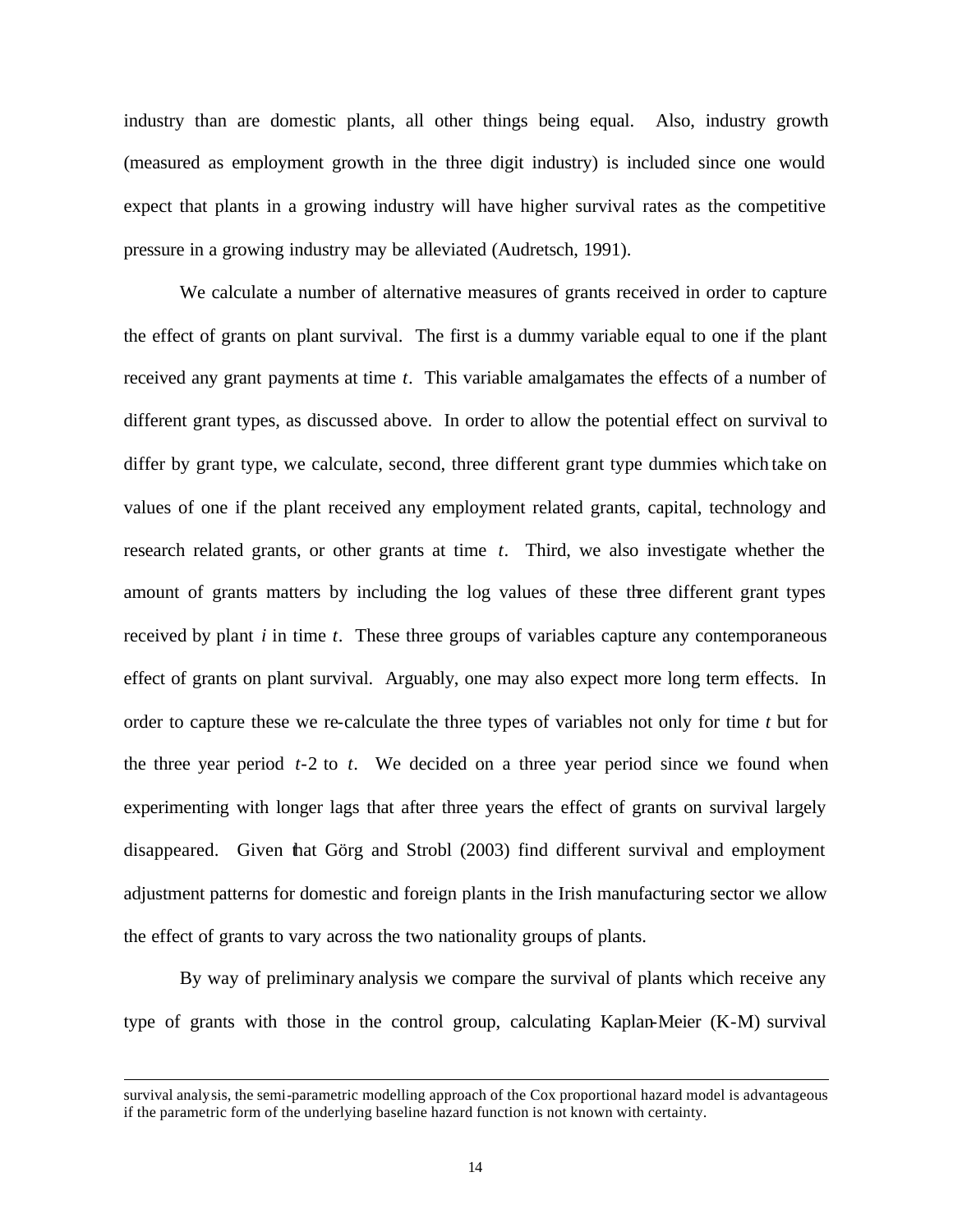industry than are domestic plants, all other things being equal. Also, industry growth (measured as employment growth in the three digit industry) is included since one would expect that plants in a growing industry will have higher survival rates as the competitive pressure in a growing industry may be alleviated (Audretsch, 1991).

We calculate a number of alternative measures of grants received in order to capture the effect of grants on plant survival. The first is a dummy variable equal to one if the plant received any grant payments at time $t$. This variable amalgamates the effects of a number of different grant types, as discussed above. In order to allow the potential effect on survival to differ by grant type, we calculate, second, three different grant type dummies which take on values of one if the plant received any employment related grants, capital, technology and research related grants, or other grants at time $t$. Third, we also investigate whether the amount of grants matters by including the log values of these three different grant types received by plant $i$ in time $t$. These three groups of variables capture any contemporaneous effect of grants on plant survival. Arguably, one may also expect more long term effects. In order to capture these we re-calculate the three types of variables not only for time $t$ but for the three year period $t$-2 to $t$. We decided on a three year period since we found when experimenting with longer lags that after three years the effect of grants on survival largely disappeared. Given that Görg and Strobl (2003) find different survival and employment adjustment patterns for domestic and foreign plants in the Irish manufacturing sector we allow the effect of grants to vary across the two nationality groups of plants.

By way of preliminary analysis we compare the survival of plants which receive any type of grants with those in the control group, calculating Kaplan-Meier (K-M) survival

---

survival analysis, the semi-parametric modelling approach of the Cox proportional hazard model is advantageous if the parametric form of the underlying baseline hazard function is not known with certainty.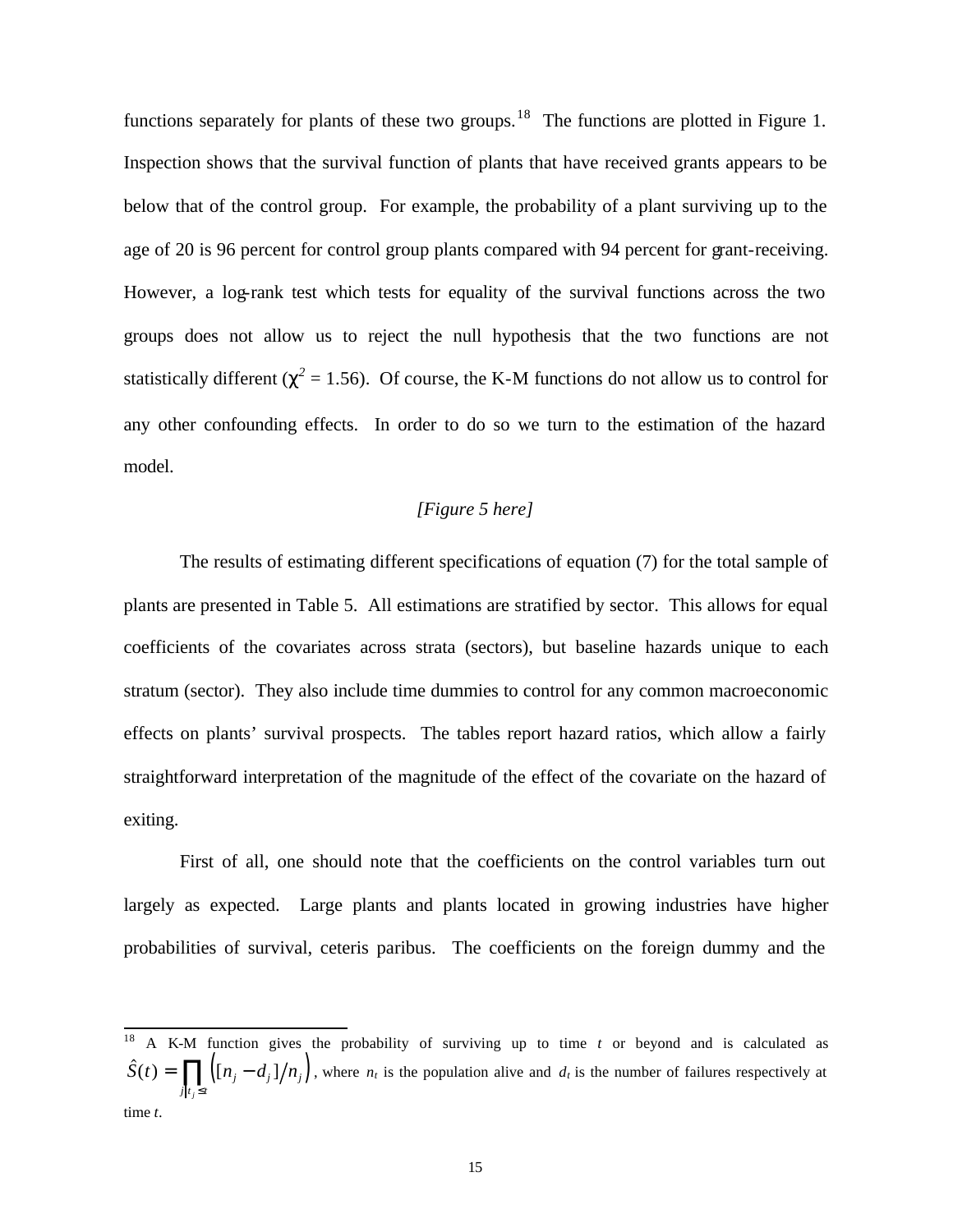functions separately for plants of these two groups.[18] The functions are plotted in Figure 1. Inspection shows that the survival function of plants that have received grants appears to be below that of the control group. For example, the probability of a plant surviving up to the age of 20 is 96 percent for control group plants compared with 94 percent for grant-receiving. However, a log-rank test which tests for equality of the survival functions across the two groups does not allow us to reject the null hypothesis that the two functions are not statistically different ($\chi^2 = 1.56$). Of course, the K-M functions do not allow us to control for any other confounding effects. In order to do so we turn to the estimation of the hazard model.

*[Figure 5 here]*

The results of estimating different specifications of equation (7) for the total sample of plants are presented in Table 5. All estimations are stratified by sector. This allows for equal coefficients of the covariates across strata (sectors), but baseline hazards unique to each stratum (sector). They also include time dummies to control for any common macroeconomic effects on plants' survival prospects. The tables report hazard ratios, which allow a fairly straightforward interpretation of the magnitude of the effect of the covariate on the hazard of exiting.

First of all, one should note that the coefficients on the control variables turn out largely as expected. Large plants and plants located in growing industries have higher probabilities of survival, ceteris paribus. The coefficients on the foreign dummy and the

---

[18] A K-M function gives the probability of surviving up to time $t$ or beyond and is calculated as $\hat{S}(t) = \prod_{j|t_j \leq t} \left([n_j - d_j]/n_j\right)$, where $n_t$ is the population alive and $d_t$ is the number of failures respectively at time $t$.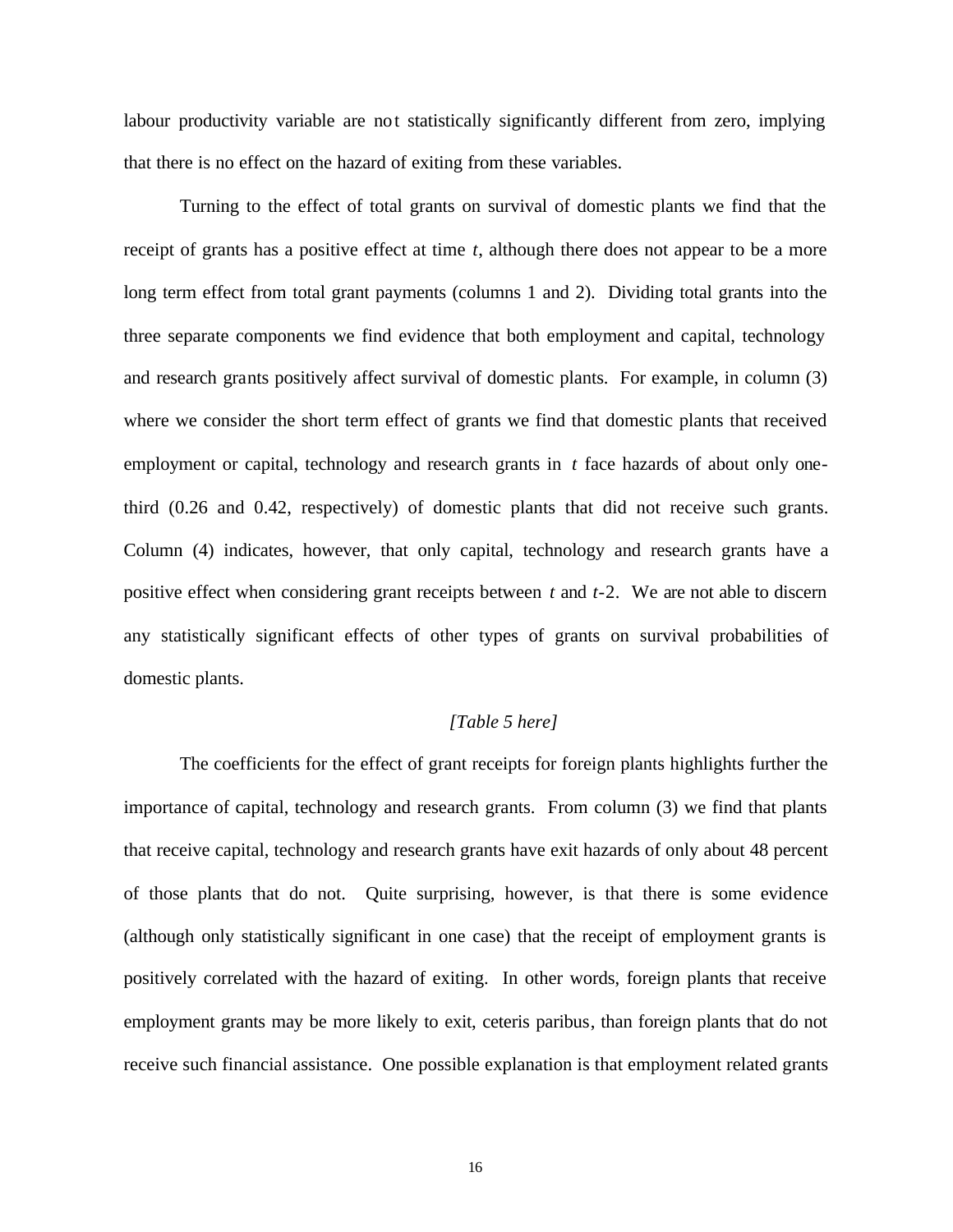labour productivity variable are not statistically significantly different from zero, implying that there is no effect on the hazard of exiting from these variables.

Turning to the effect of total grants on survival of domestic plants we find that the receipt of grants has a positive effect at time *t*, although there does not appear to be a more long term effect from total grant payments (columns 1 and 2). Dividing total grants into the three separate components we find evidence that both employment and capital, technology and research grants positively affect survival of domestic plants. For example, in column (3) where we consider the short term effect of grants we find that domestic plants that received employment or capital, technology and research grants in *t* face hazards of about only one-third (0.26 and 0.42, respectively) of domestic plants that did not receive such grants. Column (4) indicates, however, that only capital, technology and research grants have a positive effect when considering grant receipts between *t* and *t*-2. We are not able to discern any statistically significant effects of other types of grants on survival probabilities of domestic plants.

*[Table 5 here]*

The coefficients for the effect of grant receipts for foreign plants highlights further the importance of capital, technology and research grants. From column (3) we find that plants that receive capital, technology and research grants have exit hazards of only about 48 percent of those plants that do not. Quite surprising, however, is that there is some evidence (although only statistically significant in one case) that the receipt of employment grants is positively correlated with the hazard of exiting. In other words, foreign plants that receive employment grants may be more likely to exit, ceteris paribus, than foreign plants that do not receive such financial assistance. One possible explanation is that employment related grants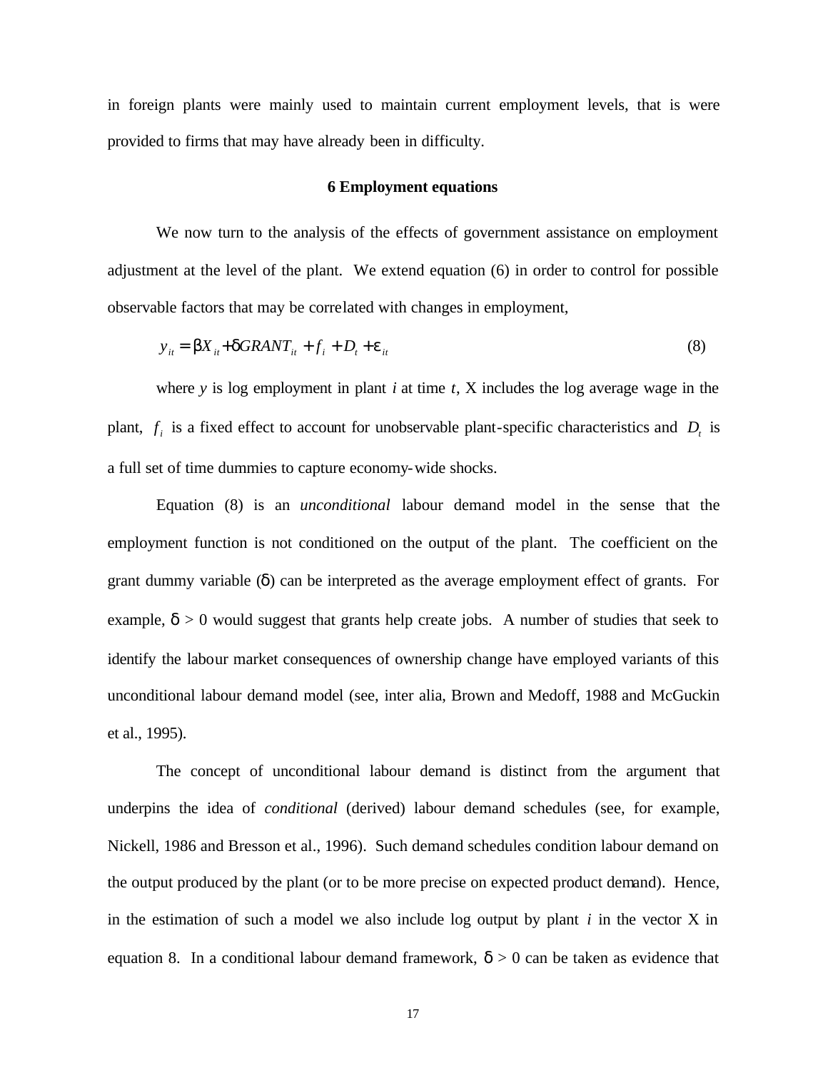in foreign plants were mainly used to maintain current employment levels, that is were provided to firms that may have already been in difficulty.

## 6 Employment equations

We now turn to the analysis of the effects of government assistance on employment adjustment at the level of the plant. We extend equation (6) in order to control for possible observable factors that may be correlated with changes in employment,

$$y_{it} = \beta X_{it} + \delta GRANT_{it} + f_i + D_t + \varepsilon_{it} \tag{8}$$

where $y$ is log employment in plant $i$ at time $t$, X includes the log average wage in the plant, $f_i$ is a fixed effect to account for unobservable plant-specific characteristics and $D_t$ is a full set of time dummies to capture economy-wide shocks.

Equation (8) is an *unconditional* labour demand model in the sense that the employment function is not conditioned on the output of the plant. The coefficient on the grant dummy variable ($\delta$) can be interpreted as the average employment effect of grants. For example, $\delta > 0$ would suggest that grants help create jobs. A number of studies that seek to identify the labour market consequences of ownership change have employed variants of this unconditional labour demand model (see, inter alia, Brown and Medoff, 1988 and McGuckin et al., 1995).

The concept of unconditional labour demand is distinct from the argument that underpins the idea of *conditional* (derived) labour demand schedules (see, for example, Nickell, 1986 and Bresson et al., 1996). Such demand schedules condition labour demand on the output produced by the plant (or to be more precise on expected product demand). Hence, in the estimation of such a model we also include log output by plant $i$ in the vector X in equation 8. In a conditional labour demand framework, $\delta > 0$ can be taken as evidence that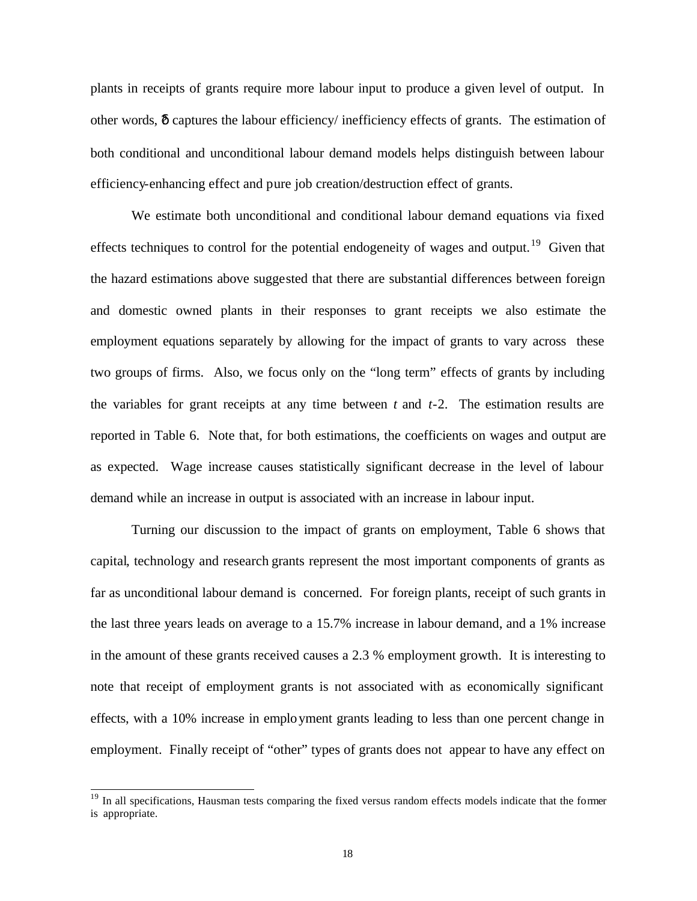plants in receipts of grants require more labour input to produce a given level of output. In other words, $\delta$ captures the labour efficiency/ inefficiency effects of grants. The estimation of both conditional and unconditional labour demand models helps distinguish between labour efficiency-enhancing effect and pure job creation/destruction effect of grants.

We estimate both unconditional and conditional labour demand equations via fixed effects techniques to control for the potential endogeneity of wages and output.[19] Given that the hazard estimations above suggested that there are substantial differences between foreign and domestic owned plants in their responses to grant receipts we also estimate the employment equations separately by allowing for the impact of grants to vary across these two groups of firms. Also, we focus only on the "long term" effects of grants by including the variables for grant receipts at any time between $t$ and $t$-2. The estimation results are reported in Table 6. Note that, for both estimations, the coefficients on wages and output are as expected. Wage increase causes statistically significant decrease in the level of labour demand while an increase in output is associated with an increase in labour input.

Turning our discussion to the impact of grants on employment, Table 6 shows that capital, technology and research grants represent the most important components of grants as far as unconditional labour demand is concerned. For foreign plants, receipt of such grants in the last three years leads on average to a 15.7% increase in labour demand, and a 1% increase in the amount of these grants received causes a 2.3 % employment growth. It is interesting to note that receipt of employment grants is not associated with as economically significant effects, with a 10% increase in employment grants leading to less than one percent change in employment. Finally receipt of "other" types of grants does not appear to have any effect on

[19] In all specifications, Hausman tests comparing the fixed versus random effects models indicate that the former is appropriate.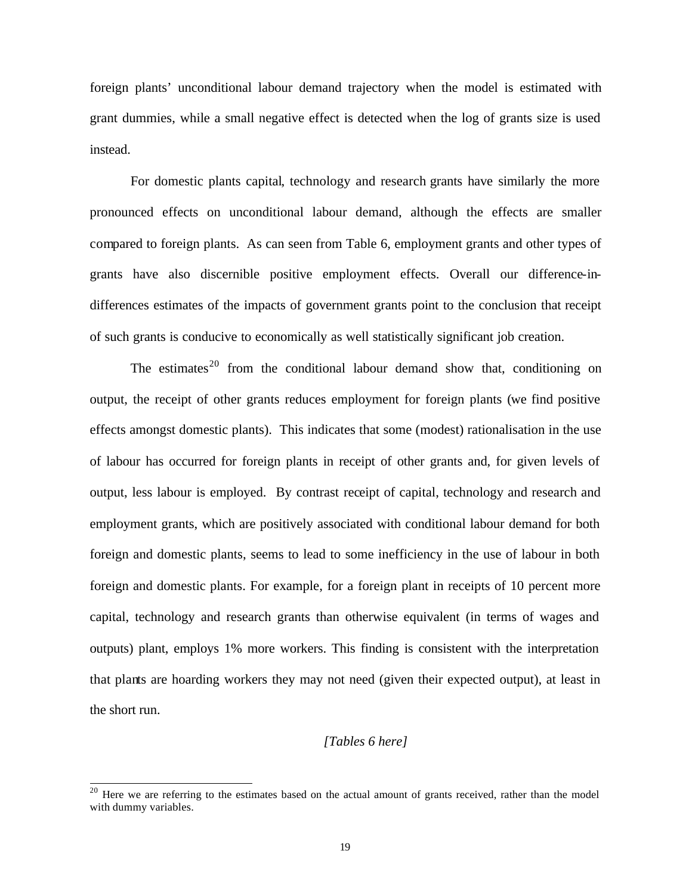foreign plants' unconditional labour demand trajectory when the model is estimated with grant dummies, while a small negative effect is detected when the log of grants size is used instead.

For domestic plants capital, technology and research grants have similarly the more pronounced effects on unconditional labour demand, although the effects are smaller compared to foreign plants. As can seen from Table 6, employment grants and other types of grants have also discernible positive employment effects. Overall our difference-in-differences estimates of the impacts of government grants point to the conclusion that receipt of such grants is conducive to economically as well statistically significant job creation.

The estimates[20] from the conditional labour demand show that, conditioning on output, the receipt of other grants reduces employment for foreign plants (we find positive effects amongst domestic plants). This indicates that some (modest) rationalisation in the use of labour has occurred for foreign plants in receipt of other grants and, for given levels of output, less labour is employed. By contrast receipt of capital, technology and research and employment grants, which are positively associated with conditional labour demand for both foreign and domestic plants, seems to lead to some inefficiency in the use of labour in both foreign and domestic plants. For example, for a foreign plant in receipts of 10 percent more capital, technology and research grants than otherwise equivalent (in terms of wages and outputs) plant, employs 1% more workers. This finding is consistent with the interpretation that plants are hoarding workers they may not need (given their expected output), at least in the short run.

*[Tables 6 here]*

---

[20] Here we are referring to the estimates based on the actual amount of grants received, rather than the model with dummy variables.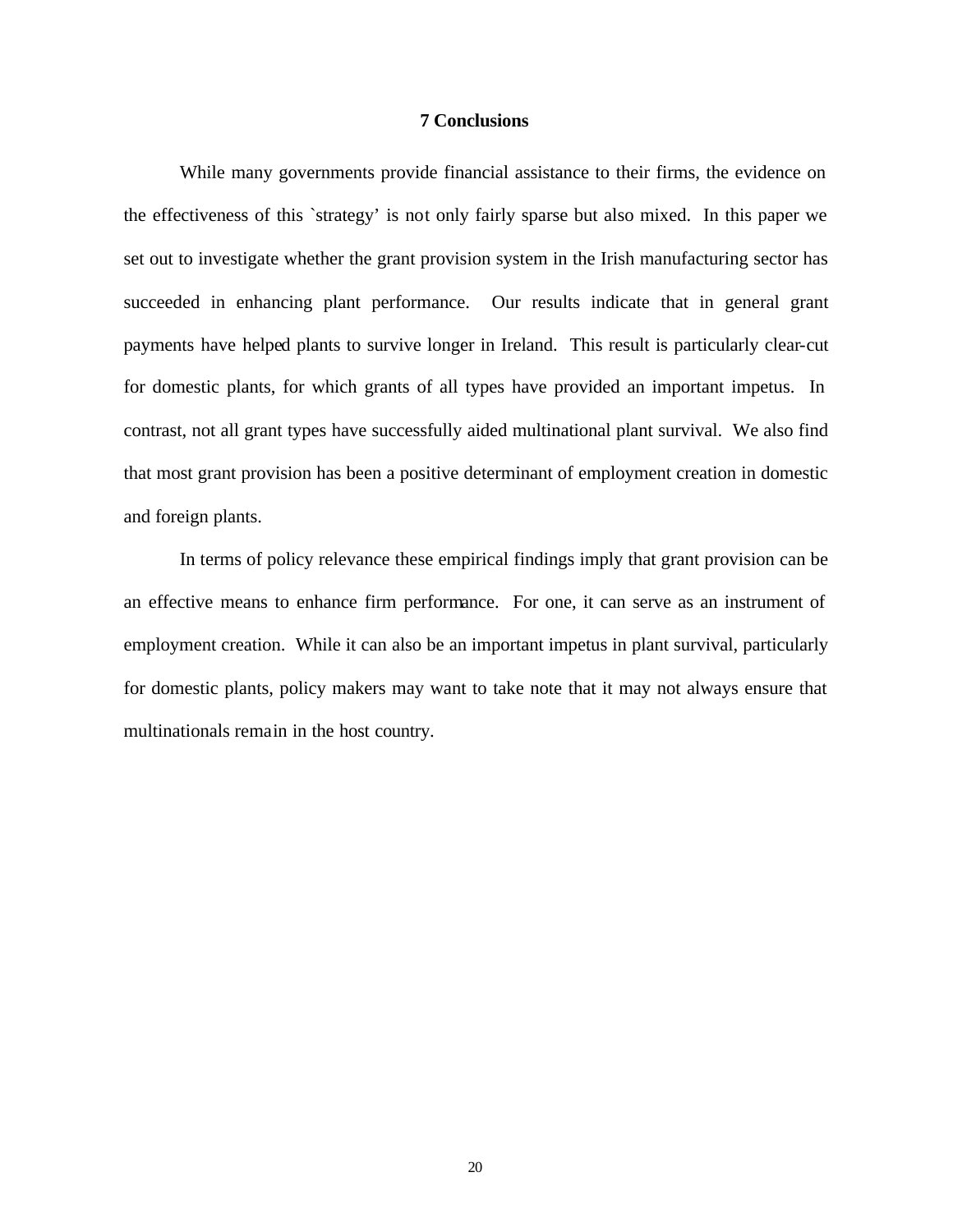## 7 Conclusions

While many governments provide financial assistance to their firms, the evidence on the effectiveness of this `strategy' is not only fairly sparse but also mixed. In this paper we set out to investigate whether the grant provision system in the Irish manufacturing sector has succeeded in enhancing plant performance. Our results indicate that in general grant payments have helped plants to survive longer in Ireland. This result is particularly clear-cut for domestic plants, for which grants of all types have provided an important impetus. In contrast, not all grant types have successfully aided multinational plant survival. We also find that most grant provision has been a positive determinant of employment creation in domestic and foreign plants.

In terms of policy relevance these empirical findings imply that grant provision can be an effective means to enhance firm performance. For one, it can serve as an instrument of employment creation. While it can also be an important impetus in plant survival, particularly for domestic plants, policy makers may want to take note that it may not always ensure that multinationals remain in the host country.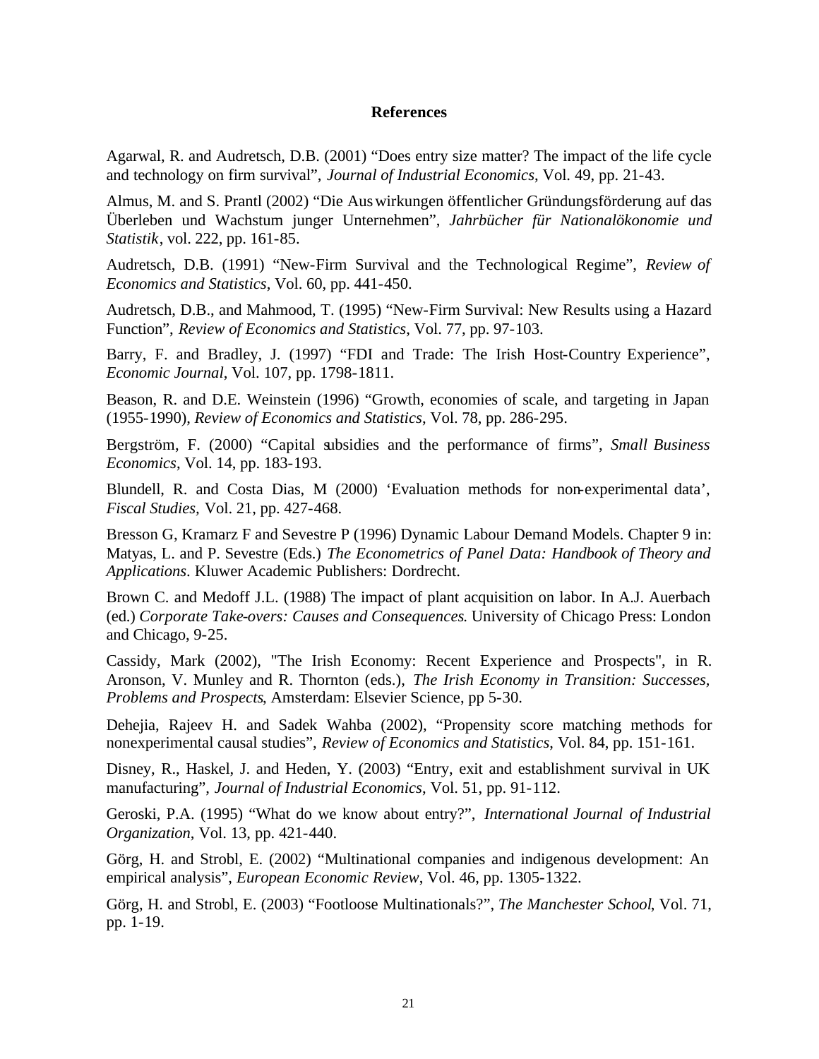## References

Agarwal, R. and Audretsch, D.B. (2001) "Does entry size matter? The impact of the life cycle and technology on firm survival", *Journal of Industrial Economics*, Vol. 49, pp. 21-43.

Almus, M. and S. Prantl (2002) "Die Auswirkungen öffentlicher Gründungsförderung auf das Überleben und Wachstum junger Unternehmen", *Jahrbücher für Nationalökonomie und Statistik*, vol. 222, pp. 161-85.

Audretsch, D.B. (1991) "New-Firm Survival and the Technological Regime", *Review of Economics and Statistics*, Vol. 60, pp. 441-450.

Audretsch, D.B., and Mahmood, T. (1995) "New-Firm Survival: New Results using a Hazard Function", *Review of Economics and Statistics*, Vol. 77, pp. 97-103.

Barry, F. and Bradley, J. (1997) "FDI and Trade: The Irish Host-Country Experience", *Economic Journal*, Vol. 107, pp. 1798-1811.

Beason, R. and D.E. Weinstein (1996) "Growth, economies of scale, and targeting in Japan (1955-1990), *Review of Economics and Statistics*, Vol. 78, pp. 286-295.

Bergström, F. (2000) "Capital subsidies and the performance of firms", *Small Business Economics*, Vol. 14, pp. 183-193.

Blundell, R. and Costa Dias, M (2000) 'Evaluation methods for non-experimental data', *Fiscal Studies*, Vol. 21, pp. 427-468.

Bresson G, Kramarz F and Sevestre P (1996) Dynamic Labour Demand Models. Chapter 9 in: Matyas, L. and P. Sevestre (Eds.) *The Econometrics of Panel Data: Handbook of Theory and Applications*. Kluwer Academic Publishers: Dordrecht.

Brown C. and Medoff J.L. (1988) The impact of plant acquisition on labor. In A.J. Auerbach (ed.) *Corporate Take-overs: Causes and Consequences*. University of Chicago Press: London and Chicago, 9-25.

Cassidy, Mark (2002), "The Irish Economy: Recent Experience and Prospects", in R. Aronson, V. Munley and R. Thornton (eds.), *The Irish Economy in Transition: Successes, Problems and Prospects*, Amsterdam: Elsevier Science, pp 5-30.

Dehejia, Rajeev H. and Sadek Wahba (2002), "Propensity score matching methods for nonexperimental causal studies", *Review of Economics and Statistics*, Vol. 84, pp. 151-161.

Disney, R., Haskel, J. and Heden, Y. (2003) "Entry, exit and establishment survival in UK manufacturing", *Journal of Industrial Economics*, Vol. 51, pp. 91-112.

Geroski, P.A. (1995) "What do we know about entry?", *International Journal of Industrial Organization*, Vol. 13, pp. 421-440.

Görg, H. and Strobl, E. (2002) "Multinational companies and indigenous development: An empirical analysis", *European Economic Review*, Vol. 46, pp. 1305-1322.

Görg, H. and Strobl, E. (2003) "Footloose Multinationals?", *The Manchester School*, Vol. 71, pp. 1-19.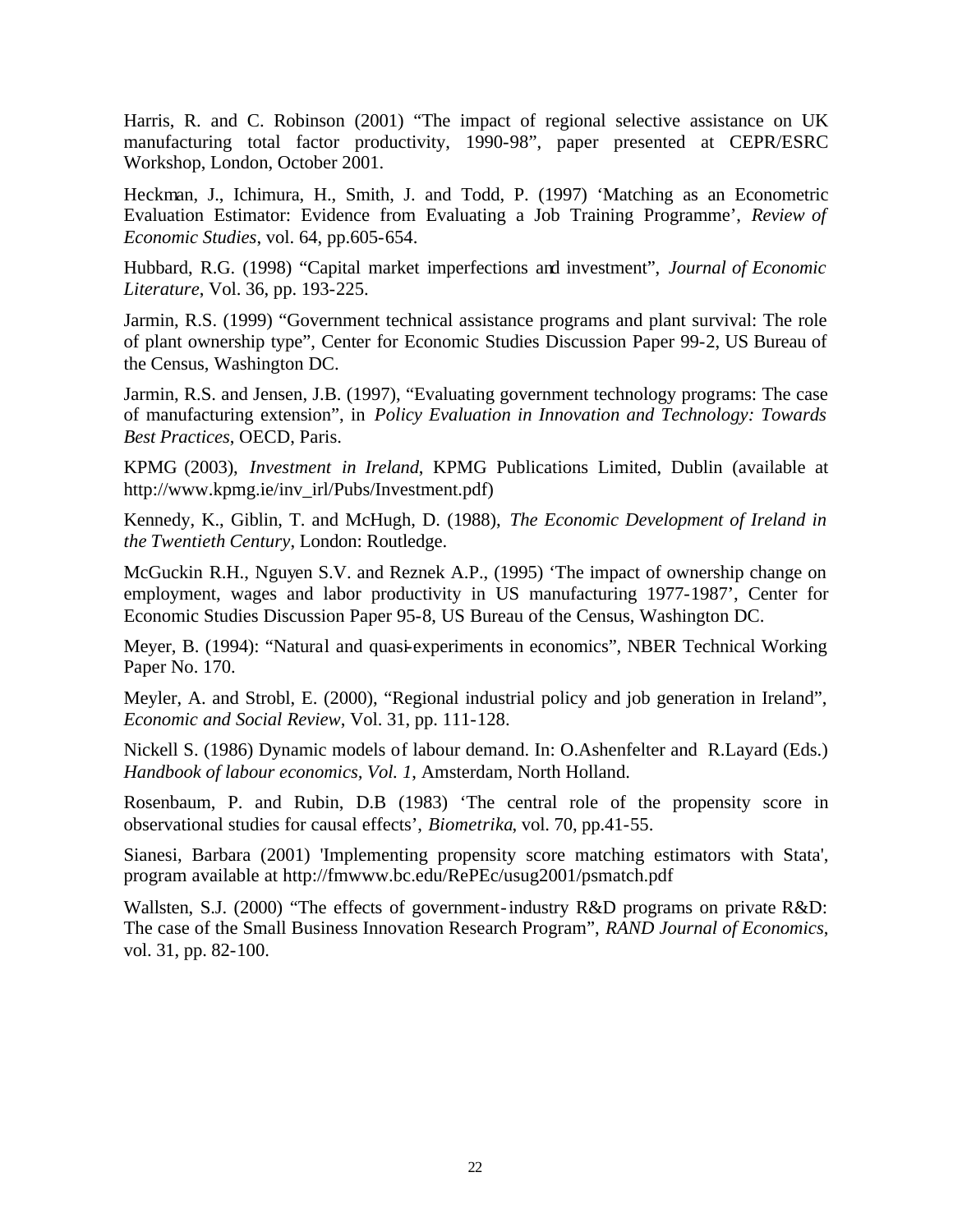Harris, R. and C. Robinson (2001) "The impact of regional selective assistance on UK manufacturing total factor productivity, 1990-98", paper presented at CEPR/ESRC Workshop, London, October 2001.

Heckman, J., Ichimura, H., Smith, J. and Todd, P. (1997) 'Matching as an Econometric Evaluation Estimator: Evidence from Evaluating a Job Training Programme', *Review of Economic Studies*, vol. 64, pp.605-654.

Hubbard, R.G. (1998) "Capital market imperfections and investment", *Journal of Economic Literature*, Vol. 36, pp. 193-225.

Jarmin, R.S. (1999) "Government technical assistance programs and plant survival: The role of plant ownership type", Center for Economic Studies Discussion Paper 99-2, US Bureau of the Census, Washington DC.

Jarmin, R.S. and Jensen, J.B. (1997), "Evaluating government technology programs: The case of manufacturing extension", in *Policy Evaluation in Innovation and Technology: Towards Best Practices*, OECD, Paris.

KPMG (2003), *Investment in Ireland*, KPMG Publications Limited, Dublin (available at http://www.kpmg.ie/inv_irl/Pubs/Investment.pdf)

Kennedy, K., Giblin, T. and McHugh, D. (1988), *The Economic Development of Ireland in the Twentieth Century*, London: Routledge.

McGuckin R.H., Nguyen S.V. and Reznek A.P., (1995) 'The impact of ownership change on employment, wages and labor productivity in US manufacturing 1977-1987', Center for Economic Studies Discussion Paper 95-8, US Bureau of the Census, Washington DC.

Meyer, B. (1994): "Natural and quasi-experiments in economics", NBER Technical Working Paper No. 170.

Meyler, A. and Strobl, E. (2000), "Regional industrial policy and job generation in Ireland", *Economic and Social Review*, Vol. 31, pp. 111-128.

Nickell S. (1986) Dynamic models of labour demand. In: O.Ashenfelter and R.Layard (Eds.) *Handbook of labour economics, Vol. 1*, Amsterdam, North Holland.

Rosenbaum, P. and Rubin, D.B (1983) 'The central role of the propensity score in observational studies for causal effects', *Biometrika*, vol. 70, pp.41-55.

Sianesi, Barbara (2001) 'Implementing propensity score matching estimators with Stata', program available at http://fmwww.bc.edu/RePEc/usug2001/psmatch.pdf

Wallsten, S.J. (2000) "The effects of government-industry R&D programs on private R&D: The case of the Small Business Innovation Research Program", *RAND Journal of Economics*, vol. 31, pp. 82-100.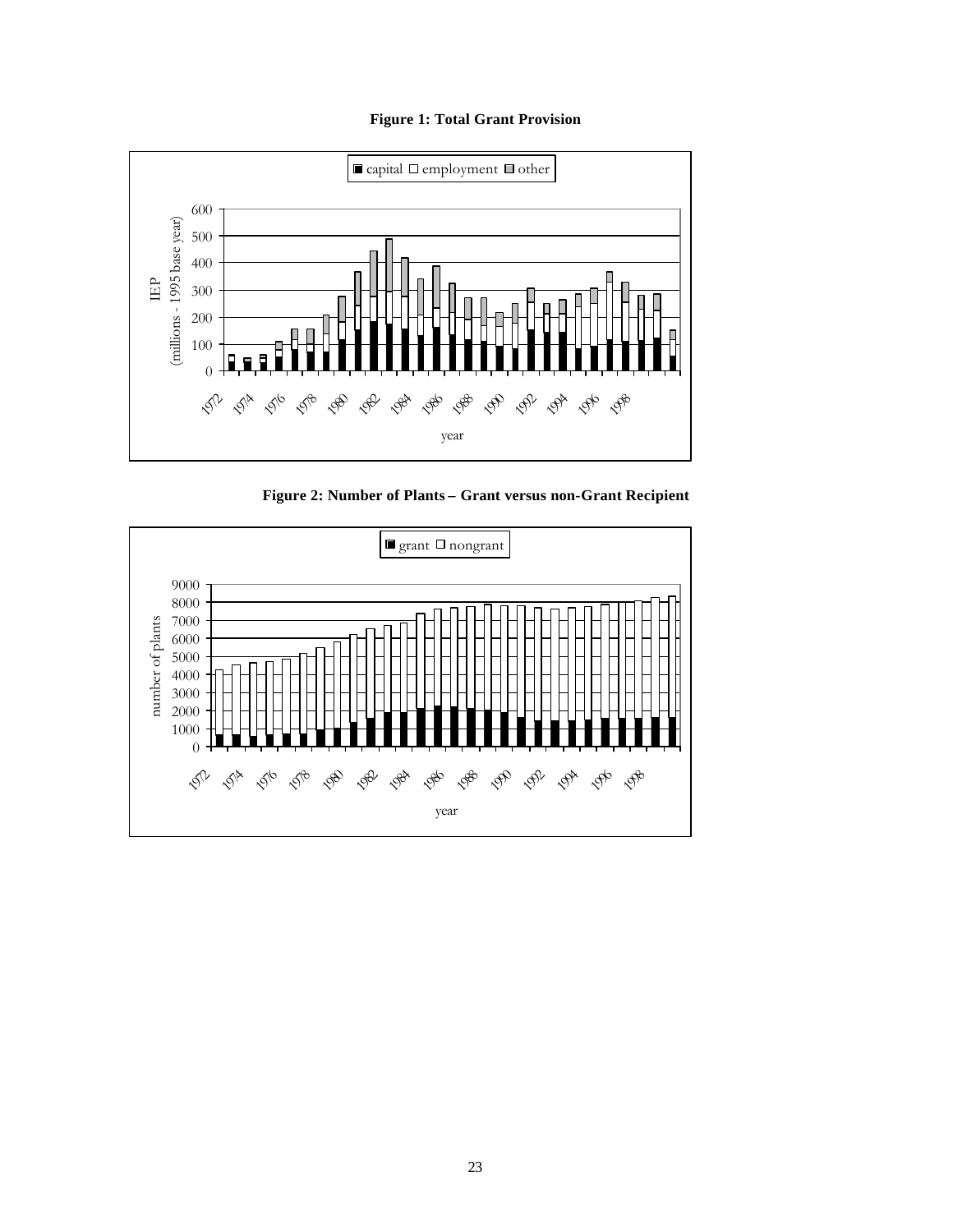**Figure 1: Total Grant Provision**

**Figure 2: Number of Plants – Grant versus non-Grant Recipient**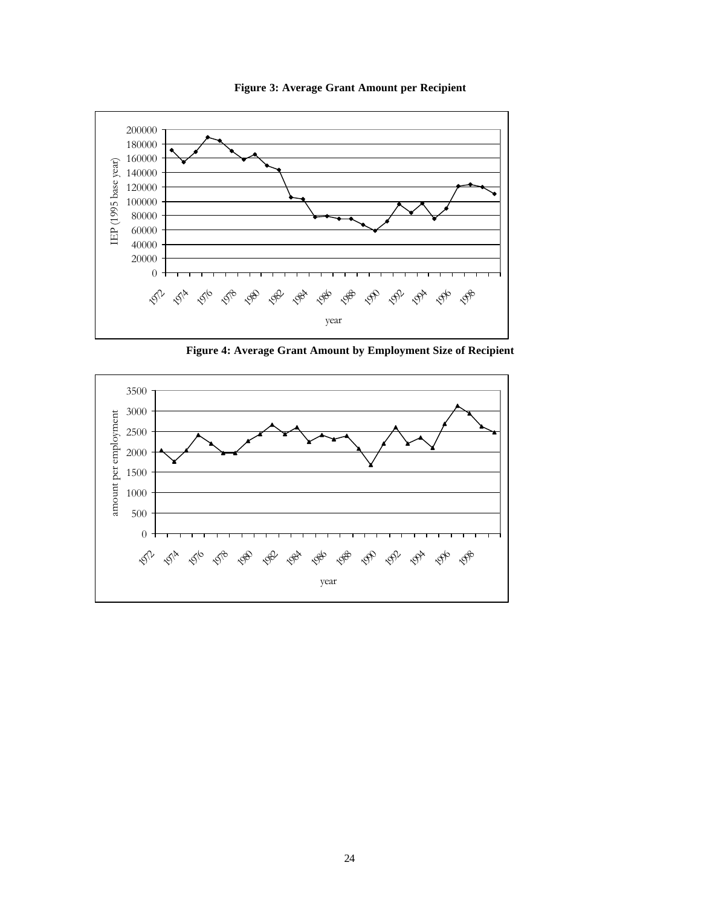**Figure 3: Average Grant Amount per Recipient**

**Figure 4: Average Grant Amount by Employment Size of Recipient**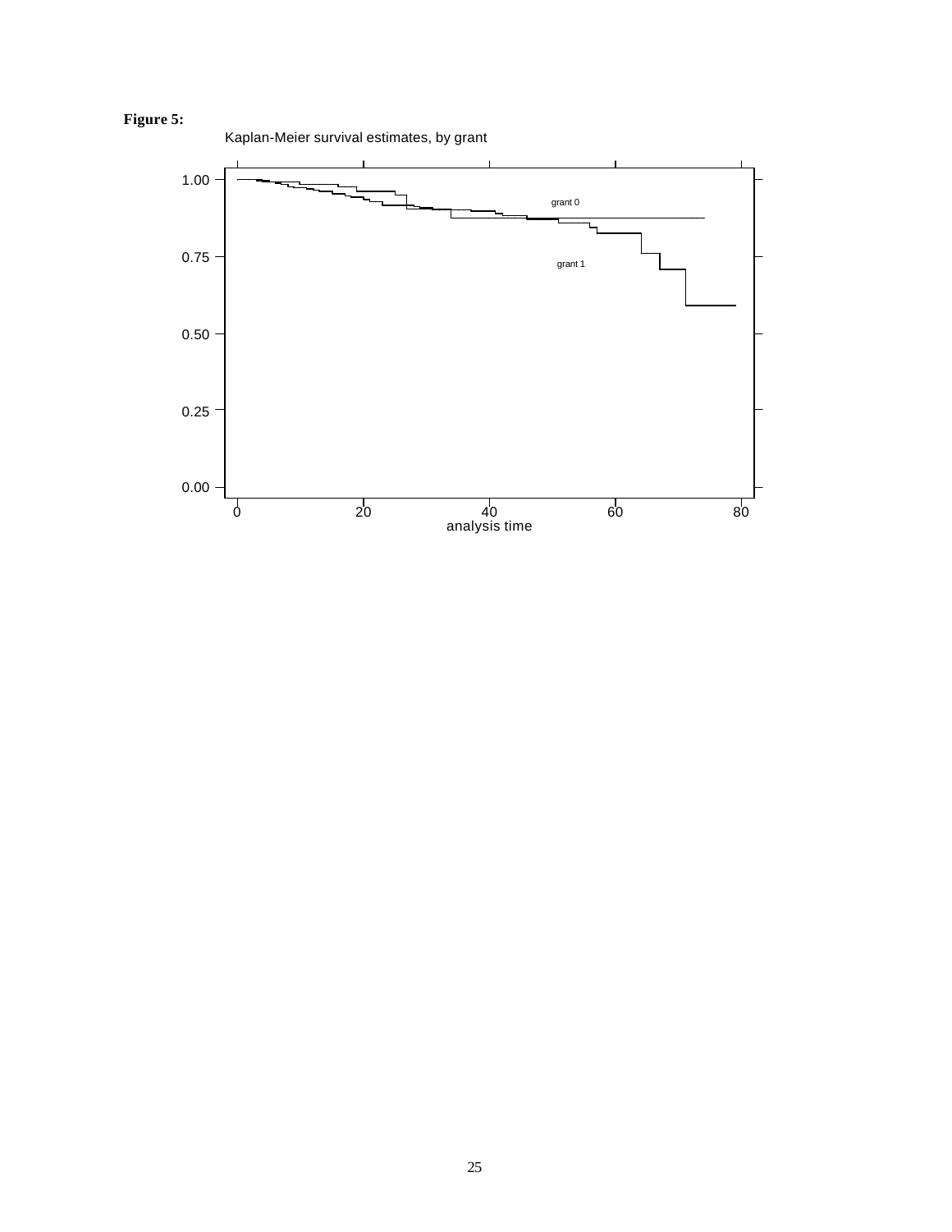**Figure 5:**

Kaplan-Meier survival estimates, by grant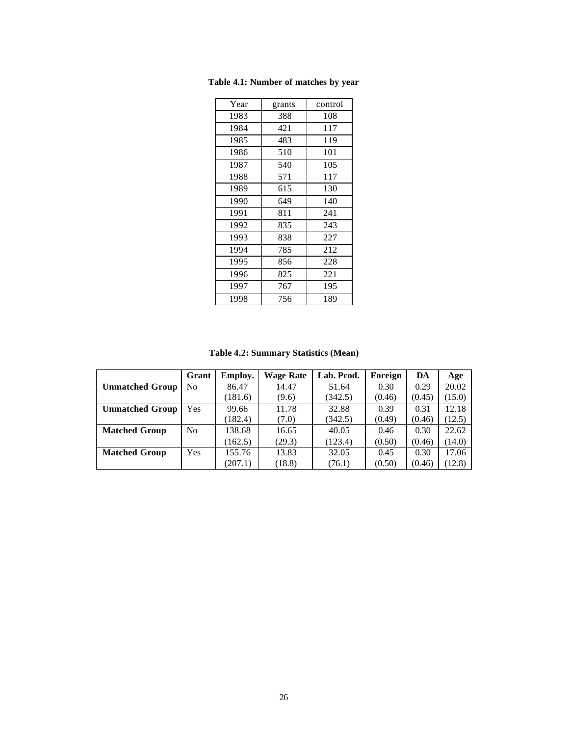**Table 4.1: Number of matches by year**

| Year | grants | control |
|---|---|---|
| 1983 | 388 | 108 |
| 1984 | 421 | 117 |
| 1985 | 483 | 119 |
| 1986 | 510 | 101 |
| 1987 | 540 | 105 |
| 1988 | 571 | 117 |
| 1989 | 615 | 130 |
| 1990 | 649 | 140 |
| 1991 | 811 | 241 |
| 1992 | 835 | 243 |
| 1993 | 838 | 227 |
| 1994 | 785 | 212 |
| 1995 | 856 | 228 |
| 1996 | 825 | 221 |
| 1997 | 767 | 195 |
| 1998 | 756 | 189 |

**Table 4.2: Summary Statistics (Mean)**

| | Grant | Employ. | Wage Rate | Lab. Prod. | Foreign | DA | Age |
|---|---|---|---|---|---|---|---|
| **Unmatched Group** | No | 86.47 | 14.47 | 51.64 | 0.30 | 0.29 | 20.02 |
| | | (181.6) | (9.6) | (342.5) | (0.46) | (0.45) | (15.0) |
| **Unmatched Group** | Yes | 99.66 | 11.78 | 32.88 | 0.39 | 0.31 | 12.18 |
| | | (182.4) | (7.0) | (342.5) | (0.49) | (0.46) | (12.5) |
| **Matched Group** | No | 138.68 | 16.65 | 40.05 | 0.46 | 0.30 | 22.62 |
| | | (162.5) | (29.3) | (123.4) | (0.50) | (0.46) | (14.0) |
| **Matched Group** | Yes | 155.76 | 13.83 | 32.05 | 0.45 | 0.30 | 17.06 |
| | | (207.1) | (18.8) | (76.1) | (0.50) | (0.46) | (12.8) |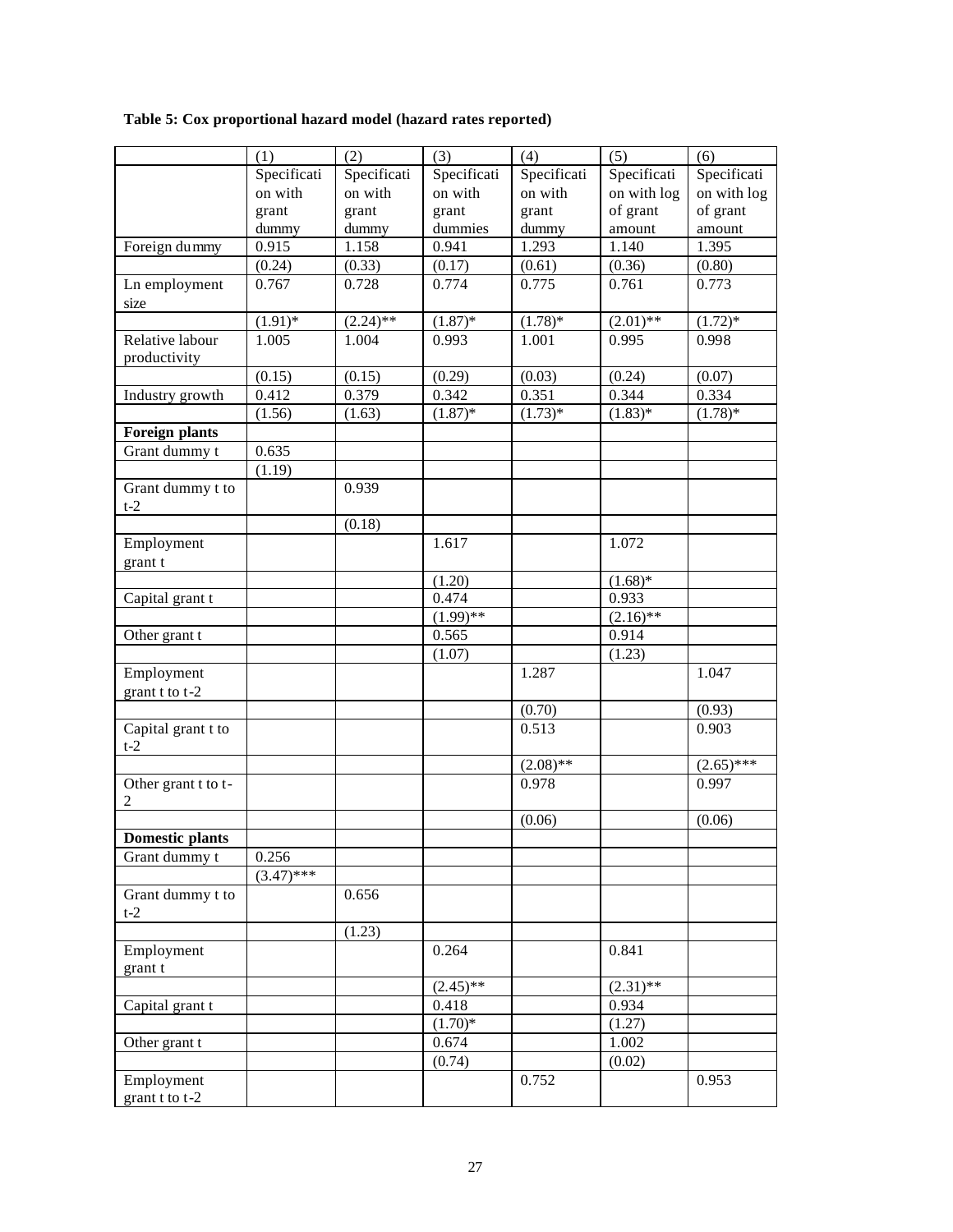**Table 5: Cox proportional hazard model (hazard rates reported)**

| | (1) | (2) | (3) | (4) | (5) | (6) |
|---|---|---|---|---|---|---|
| | Specification with grant dummy | Specification with grant dummy | Specification with grant dummies | Specification with grant dummy | Specification with log of grant amount | Specification with log of grant amount |
| Foreign dummy | 0.915 | 1.158 | 0.941 | 1.293 | 1.140 | 1.395 |
| | (0.24) | (0.33) | (0.17) | (0.61) | (0.36) | (0.80) |
| Ln employment size | 0.767 | 0.728 | 0.774 | 0.775 | 0.761 | 0.773 |
| | (1.91)* | (2.24)** | (1.87)* | (1.78)* | (2.01)** | (1.72)* |
| Relative labour productivity | 1.005 | 1.004 | 0.993 | 1.001 | 0.995 | 0.998 |
| | (0.15) | (0.15) | (0.29) | (0.03) | (0.24) | (0.07) |
| Industry growth | 0.412 | 0.379 | 0.342 | 0.351 | 0.344 | 0.334 |
| | (1.56) | (1.63) | (1.87)* | (1.73)* | (1.83)* | (1.78)* |
| **Foreign plants** | | | | | | |
| Grant dummy t | 0.635 | | | | | |
| | (1.19) | | | | | |
| Grant dummy t to t-2 | | 0.939 | | | | |
| | | (0.18) | | | | |
| Employment grant t | | | 1.617 | | 1.072 | |
| | | | (1.20) | | (1.68)* | |
| Capital grant t | | | 0.474 | | 0.933 | |
| | | | (1.99)** | | (2.16)** | |
| Other grant t | | | 0.565 | | 0.914 | |
| | | | (1.07) | | (1.23) | |
| Employment grant t to t-2 | | | | 1.287 | | 1.047 |
| | | | | (0.70) | | (0.93) |
| Capital grant t to t-2 | | | | 0.513 | | 0.903 |
| | | | | (2.08)** | | (2.65)*** |
| Other grant t to t-2 | | | | 0.978 | | 0.997 |
| | | | | (0.06) | | (0.06) |
| **Domestic plants** | | | | | | |
| Grant dummy t | 0.256 | | | | | |
| | (3.47)*** | | | | | |
| Grant dummy t to t-2 | | 0.656 | | | | |
| | | (1.23) | | | | |
| Employment grant t | | | 0.264 | | 0.841 | |
| | | | (2.45)** | | (2.31)** | |
| Capital grant t | | | 0.418 | | 0.934 | |
| | | | (1.70)* | | (1.27) | |
| Other grant t | | | 0.674 | | 1.002 | |
| | | | (0.74) | | (0.02) | |
| Employment grant t to t-2 | | | | 0.752 | | 0.953 |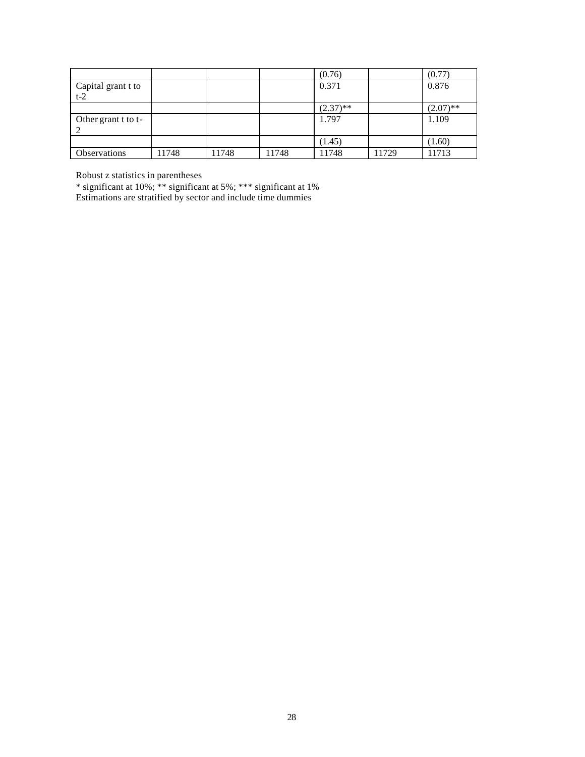| | | | | | | |
|---|---|---|---|---|---|---|
| | | | | (0.76) | | (0.77) |
| Capital grant t to t-2 | | | | 0.371 | | 0.876 |
| | | | | (2.37)** | | (2.07)** |
| Other grant t to t-2 | | | | 1.797 | | 1.109 |
| | | | | (1.45) | | (1.60) |
| Observations | 11748 | 11748 | 11748 | 11748 | 11729 | 11713 |

Robust z statistics in parentheses
* significant at 10%; ** significant at 5%; *** significant at 1%
Estimations are stratified by sector and include time dummies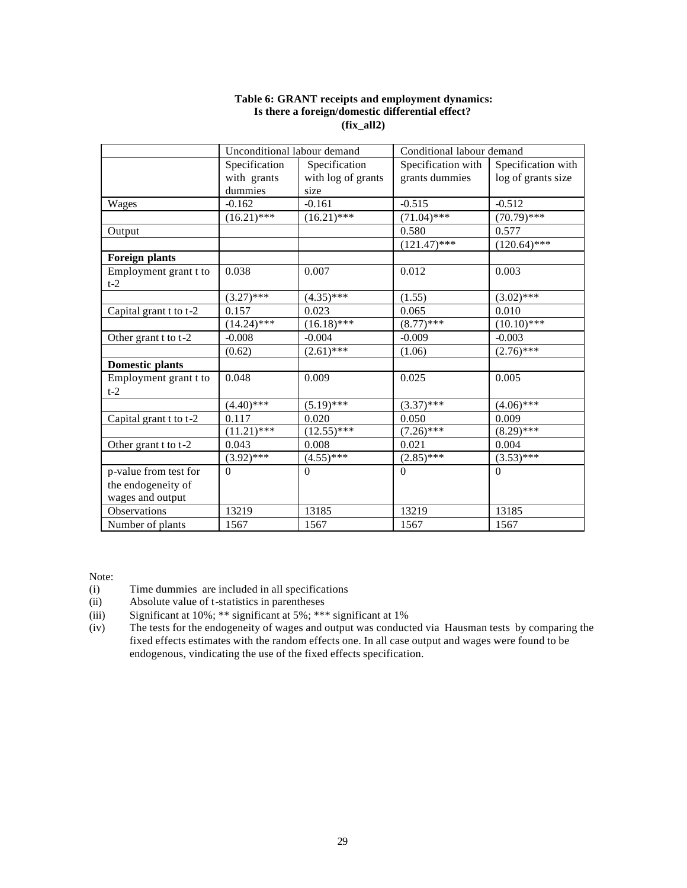**Table 6: GRANT receipts and employment dynamics: Is there a foreign/domestic differential effect? (fix_all2)**

| | Unconditional labour demand | | Conditional labour demand | |
|---|---|---|---|---|
| | Specification with grants dummies | Specification with log of grants size | Specification with grants dummies | Specification with log of grants size |
| Wages | -0.162 | -0.161 | -0.515 | -0.512 |
| | (16.21)*** | (16.21)*** | (71.04)*** | (70.79)*** |
| Output | | | 0.580 | 0.577 |
| | | | (121.47)*** | (120.64)*** |
| **Foreign plants** | | | | |
| Employment grant t to t-2 | 0.038 | 0.007 | 0.012 | 0.003 |
| | (3.27)*** | (4.35)*** | (1.55) | (3.02)*** |
| Capital grant t to t-2 | 0.157 | 0.023 | 0.065 | 0.010 |
| | (14.24)*** | (16.18)*** | (8.77)*** | (10.10)*** |
| Other grant t to t-2 | -0.008 | -0.004 | -0.009 | -0.003 |
| | (0.62) | (2.61)*** | (1.06) | (2.76)*** |
| **Domestic plants** | | | | |
| Employment grant t to t-2 | 0.048 | 0.009 | 0.025 | 0.005 |
| | (4.40)*** | (5.19)*** | (3.37)*** | (4.06)*** |
| Capital grant t to t-2 | 0.117 | 0.020 | 0.050 | 0.009 |
| | (11.21)*** | (12.55)*** | (7.26)*** | (8.29)*** |
| Other grant t to t-2 | 0.043 | 0.008 | 0.021 | 0.004 |
| | (3.92)*** | (4.55)*** | (2.85)*** | (3.53)*** |
| p-value from test for the endogeneity of wages and output | 0 | 0 | 0 | 0 |
| Observations | 13219 | 13185 | 13219 | 13185 |
| Number of plants | 1567 | 1567 | 1567 | 1567 |

Note:

(i) Time dummies are included in all specifications

(ii) Absolute value of t-statistics in parentheses

(iii) Significant at 10%; ** significant at 5%; *** significant at 1%

(iv) The tests for the endogeneity of wages and output was conducted via Hausman tests by comparing the fixed effects estimates with the random effects one. In all case output and wages were found to be endogenous, vindicating the use of the fixed effects specification.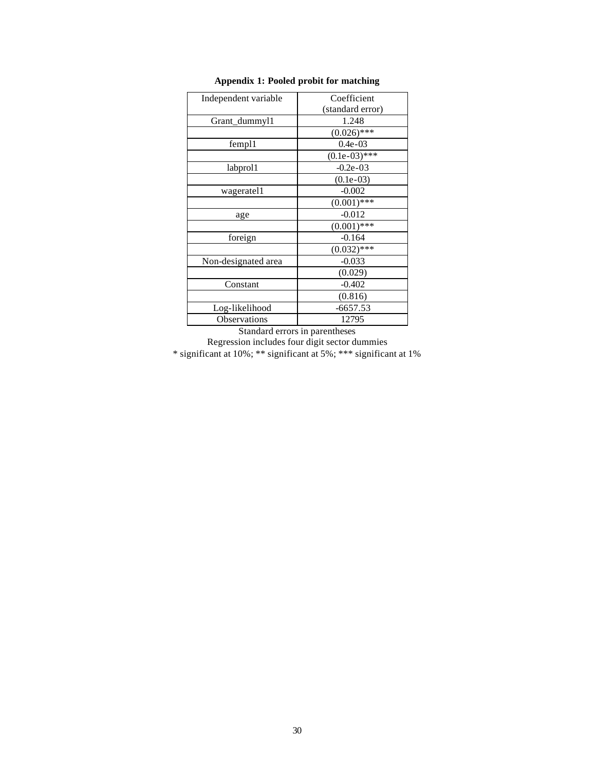**Appendix 1: Pooled probit for matching**

| Independent variable | Coefficient (standard error) |
|---|---|
| Grant_dummyl1 | 1.248 |
| | (0.026)*** |
| templ1 | 0.4e-03 |
| | (0.1e-03)*** |
| labprol1 | -0.2e-03 |
| | (0.1e-03) |
| wageratel1 | -0.002 |
| | (0.001)*** |
| age | -0.012 |
| | (0.001)*** |
| foreign | -0.164 |
| | (0.032)*** |
| Non-designated area | -0.033 |
| | (0.029) |
| Constant | -0.402 |
| | (0.816) |
| Log-likelihood | -6657.53 |
| Observations | 12795 |

Standard errors in parentheses

Regression includes four digit sector dummies

* significant at 10%; ** significant at 5%; *** significant at 1%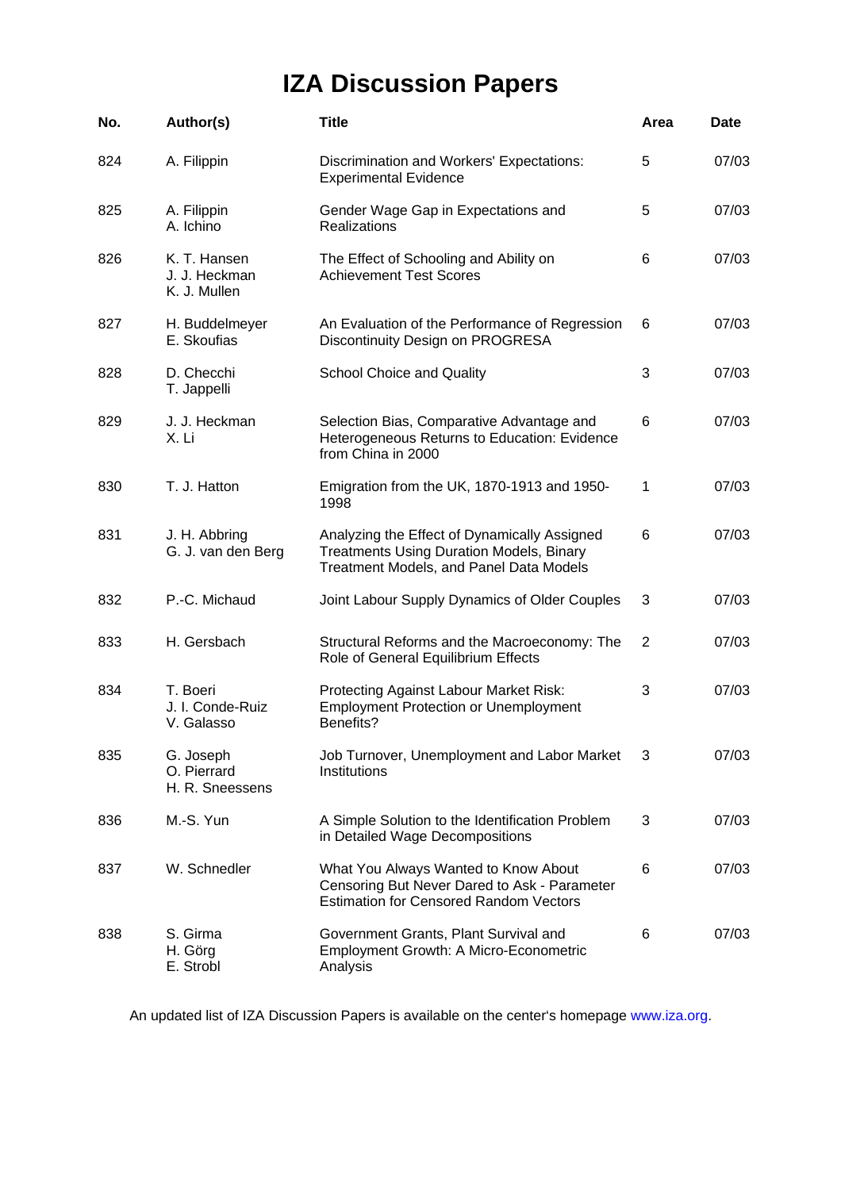# IZA Discussion Papers

| No. | Author(s) | Title | Area | Date |
|---|---|---|---|---|
| 824 | A. Filippin | Discrimination and Workers' Expectations: Experimental Evidence | 5 | 07/03 |
| 825 | A. Filippin<br>A. Ichino | Gender Wage Gap in Expectations and Realizations | 5 | 07/03 |
| 826 | K. T. Hansen<br>J. J. Heckman<br>K. J. Mullen | The Effect of Schooling and Ability on Achievement Test Scores | 6 | 07/03 |
| 827 | H. Buddelmeyer<br>E. Skoufias | An Evaluation of the Performance of Regression Discontinuity Design on PROGRESA | 6 | 07/03 |
| 828 | D. Checchi<br>T. Jappelli | School Choice and Quality | 3 | 07/03 |
| 829 | J. J. Heckman<br>X. Li | Selection Bias, Comparative Advantage and Heterogeneous Returns to Education: Evidence from China in 2000 | 6 | 07/03 |
| 830 | T. J. Hatton | Emigration from the UK, 1870-1913 and 1950-1998 | 1 | 07/03 |
| 831 | J. H. Abbring<br>G. J. van den Berg | Analyzing the Effect of Dynamically Assigned Treatments Using Duration Models, Binary Treatment Models, and Panel Data Models | 6 | 07/03 |
| 832 | P.-C. Michaud | Joint Labour Supply Dynamics of Older Couples | 3 | 07/03 |
| 833 | H. Gersbach | Structural Reforms and the Macroeconomy: The Role of General Equilibrium Effects | 2 | 07/03 |
| 834 | T. Boeri<br>J. I. Conde-Ruiz<br>V. Galasso | Protecting Against Labour Market Risk: Employment Protection or Unemployment Benefits? | 3 | 07/03 |
| 835 | G. Joseph<br>O. Pierrard<br>H. R. Sneessens | Job Turnover, Unemployment and Labor Market Institutions | 3 | 07/03 |
| 836 | M.-S. Yun | A Simple Solution to the Identification Problem in Detailed Wage Decompositions | 3 | 07/03 |
| 837 | W. Schnedler | What You Always Wanted to Know About Censoring But Never Dared to Ask - Parameter Estimation for Censored Random Vectors | 6 | 07/03 |
| 838 | S. Girma<br>H. Görg<br>E. Strobl | Government Grants, Plant Survival and Employment Growth: A Micro-Econometric Analysis | 6 | 07/03 |

An updated list of IZA Discussion Papers is available on the center's homepage www.iza.org.